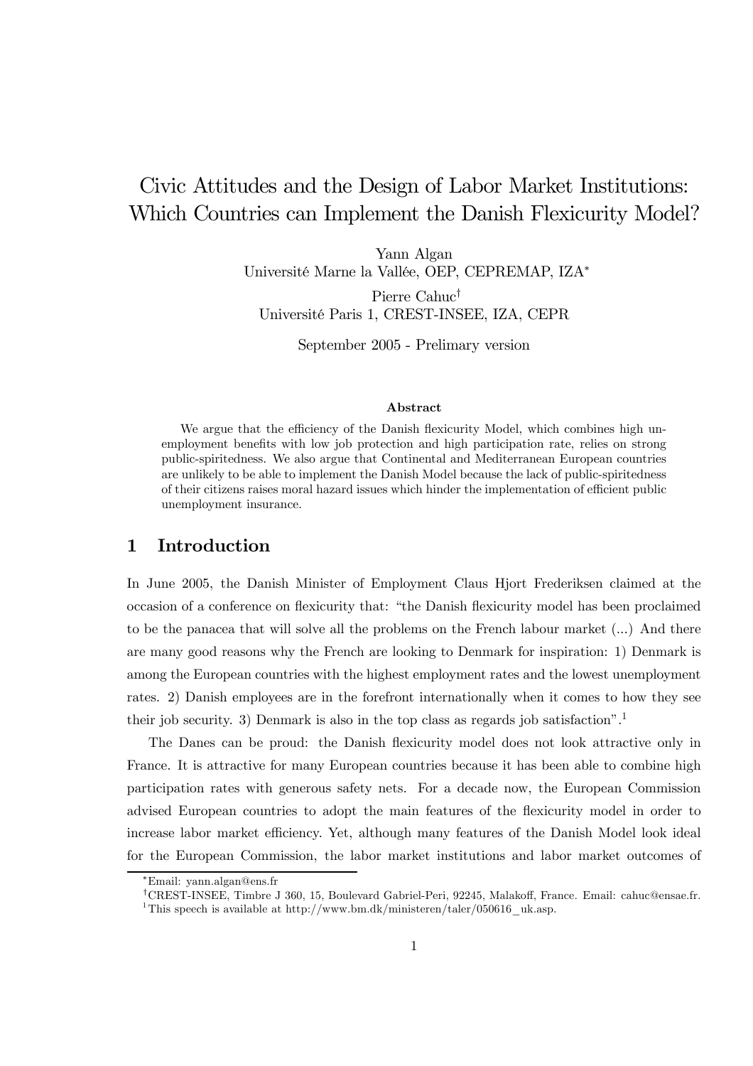# Civic Attitudes and the Design of Labor Market Institutions: Which Countries can Implement the Danish Flexicurity Model?

Yann Algan
Université Marne la Vallée, OEP, CEPREMAP, IZA[*]

Pierre Cahuc[†]
Université Paris 1, CREST-INSEE, IZA, CEPR

September 2005 - Prelimary version

### Abstract

We argue that the efficiency of the Danish flexicurity Model, which combines high unemployment benefits with low job protection and high participation rate, relies on strong public-spiritedness. We also argue that Continental and Mediterranean European countries are unlikely to be able to implement the Danish Model because the lack of public-spiritedness of their citizens raises moral hazard issues which hinder the implementation of efficient public unemployment insurance.

## 1 Introduction

In June 2005, the Danish Minister of Employment Claus Hjort Frederiksen claimed at the occasion of a conference on flexicurity that: "the Danish flexicurity model has been proclaimed to be the panacea that will solve all the problems on the French labour market (...) And there are many good reasons why the French are looking to Denmark for inspiration: 1) Denmark is among the European countries with the highest employment rates and the lowest unemployment rates. 2) Danish employees are in the forefront internationally when it comes to how they see their job security. 3) Denmark is also in the top class as regards job satisfaction".[1]

The Danes can be proud: the Danish flexicurity model does not look attractive only in France. It is attractive for many European countries because it has been able to combine high participation rates with generous safety nets. For a decade now, the European Commission advised European countries to adopt the main features of the flexicurity model in order to increase labor market efficiency. Yet, although many features of the Danish Model look ideal for the European Commission, the labor market institutions and labor market outcomes of

---

[*]Email: yann.algan@ens.fr

[†]CREST-INSEE, Timbre J 360, 15, Boulevard Gabriel-Peri, 92245, Malakoff, France. Email: cahuc@ensae.fr.

[1]This speech is available at http://www.bm.dk/ministeren/taler/050616_uk.asp.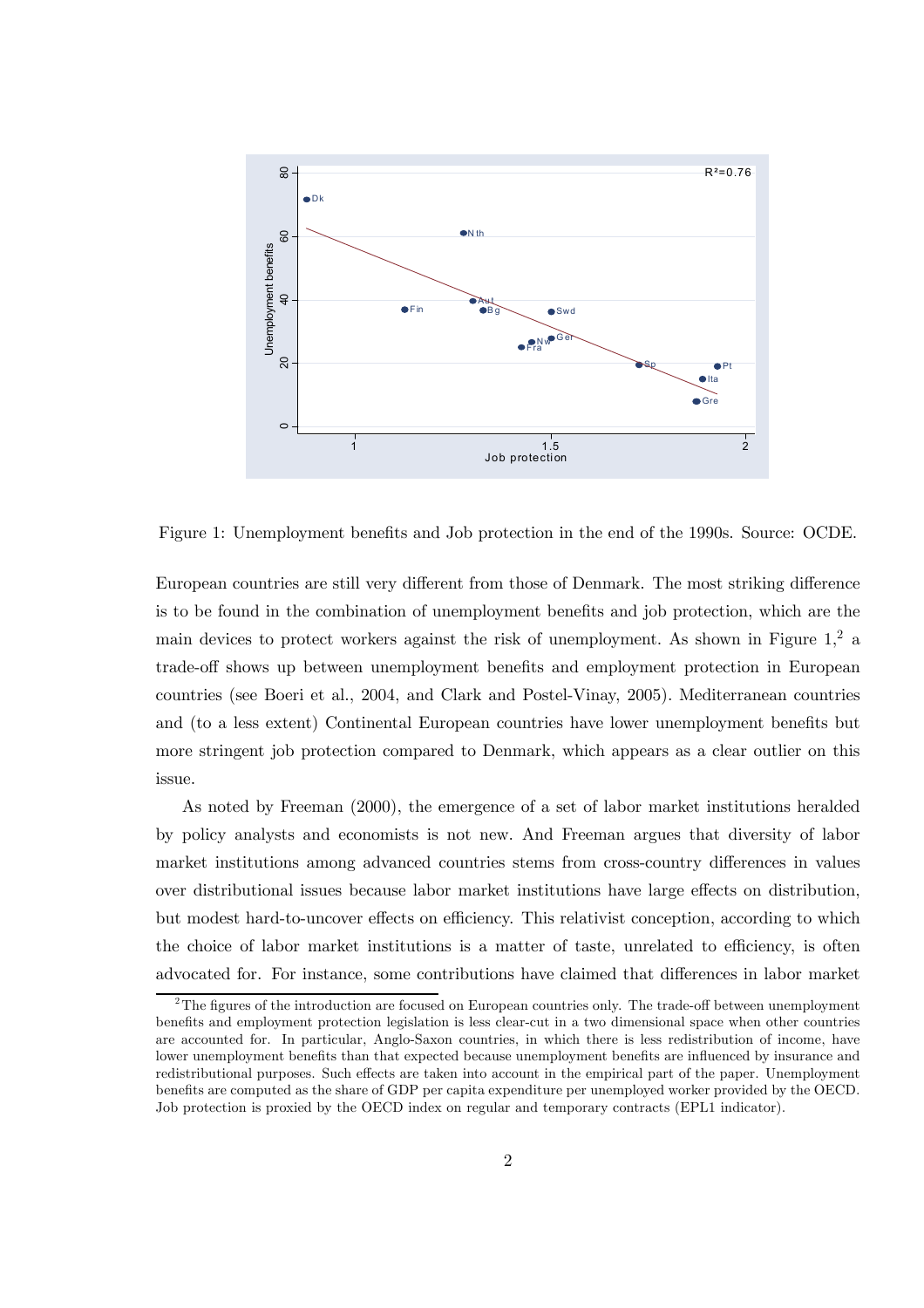Figure 1: Unemployment benefits and Job protection in the end of the 1990s. Source: OCDE.

European countries are still very different from those of Denmark. The most striking difference is to be found in the combination of unemployment benefits and job protection, which are the main devices to protect workers against the risk of unemployment. As shown in Figure 1,[2] a trade-off shows up between unemployment benefits and employment protection in European countries (see Boeri et al., 2004, and Clark and Postel-Vinay, 2005). Mediterranean countries and (to a less extent) Continental European countries have lower unemployment benefits but more stringent job protection compared to Denmark, which appears as a clear outlier on this issue.

As noted by Freeman (2000), the emergence of a set of labor market institutions heralded by policy analysts and economists is not new. And Freeman argues that diversity of labor market institutions among advanced countries stems from cross-country differences in values over distributional issues because labor market institutions have large effects on distribution, but modest hard-to-uncover effects on efficiency. This relativist conception, according to which the choice of labor market institutions is a matter of taste, unrelated to efficiency, is often advocated for. For instance, some contributions have claimed that differences in labor market

[2] The figures of the introduction are focused on European countries only. The trade-off between unemployment benefits and employment protection legislation is less clear-cut in a two dimensional space when other countries are accounted for. In particular, Anglo-Saxon countries, in which there is less redistribution of income, have lower unemployment benefits than that expected because unemployment benefits are influenced by insurance and redistributional purposes. Such effects are taken into account in the empirical part of the paper. Unemployment benefits are computed as the share of GDP per capita expenditure per unemployed worker provided by the OECD. Job protection is proxied by the OECD index on regular and temporary contracts (EPL1 indicator).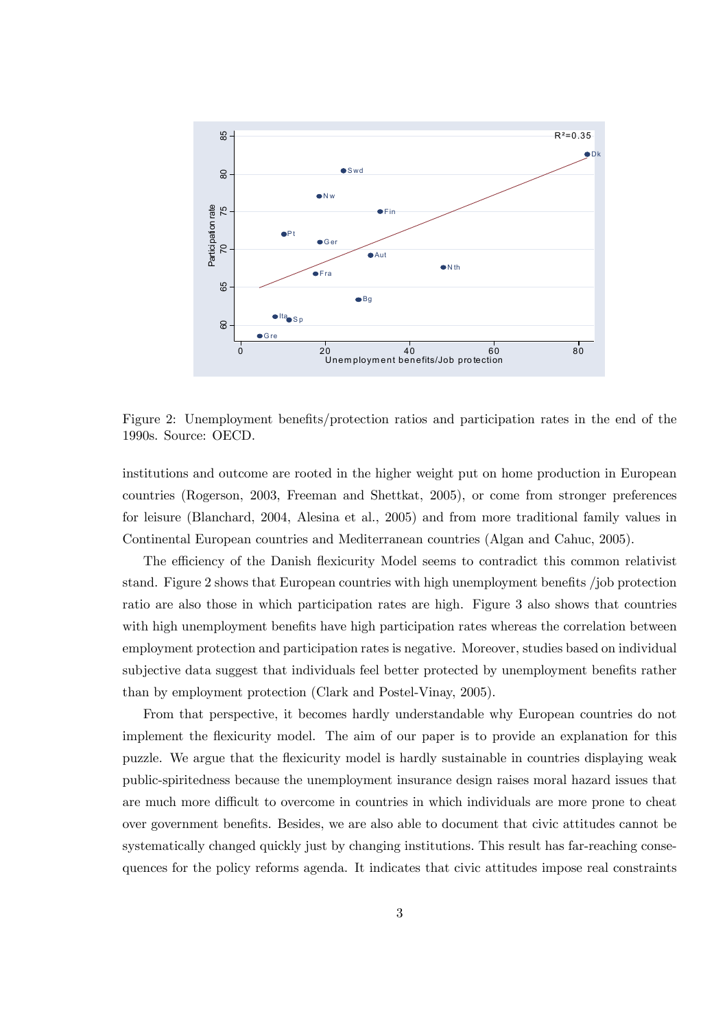Figure 2: Unemployment benefits/protection ratios and participation rates in the end of the 1990s. Source: OECD.

institutions and outcome are rooted in the higher weight put on home production in European countries (Rogerson, 2003, Freeman and Shettkat, 2005), or come from stronger preferences for leisure (Blanchard, 2004, Alesina et al., 2005) and from more traditional family values in Continental European countries and Mediterranean countries (Algan and Cahuc, 2005).

The efficiency of the Danish flexicurity Model seems to contradict this common relativist stand. Figure 2 shows that European countries with high unemployment benefits /job protection ratio are also those in which participation rates are high. Figure 3 also shows that countries with high unemployment benefits have high participation rates whereas the correlation between employment protection and participation rates is negative. Moreover, studies based on individual subjective data suggest that individuals feel better protected by unemployment benefits rather than by employment protection (Clark and Postel-Vinay, 2005).

From that perspective, it becomes hardly understandable why European countries do not implement the flexicurity model. The aim of our paper is to provide an explanation for this puzzle. We argue that the flexicurity model is hardly sustainable in countries displaying weak public-spiritedness because the unemployment insurance design raises moral hazard issues that are much more difficult to overcome in countries in which individuals are more prone to cheat over government benefits. Besides, we are also able to document that civic attitudes cannot be systematically changed quickly just by changing institutions. This result has far-reaching consequences for the policy reforms agenda. It indicates that civic attitudes impose real constraints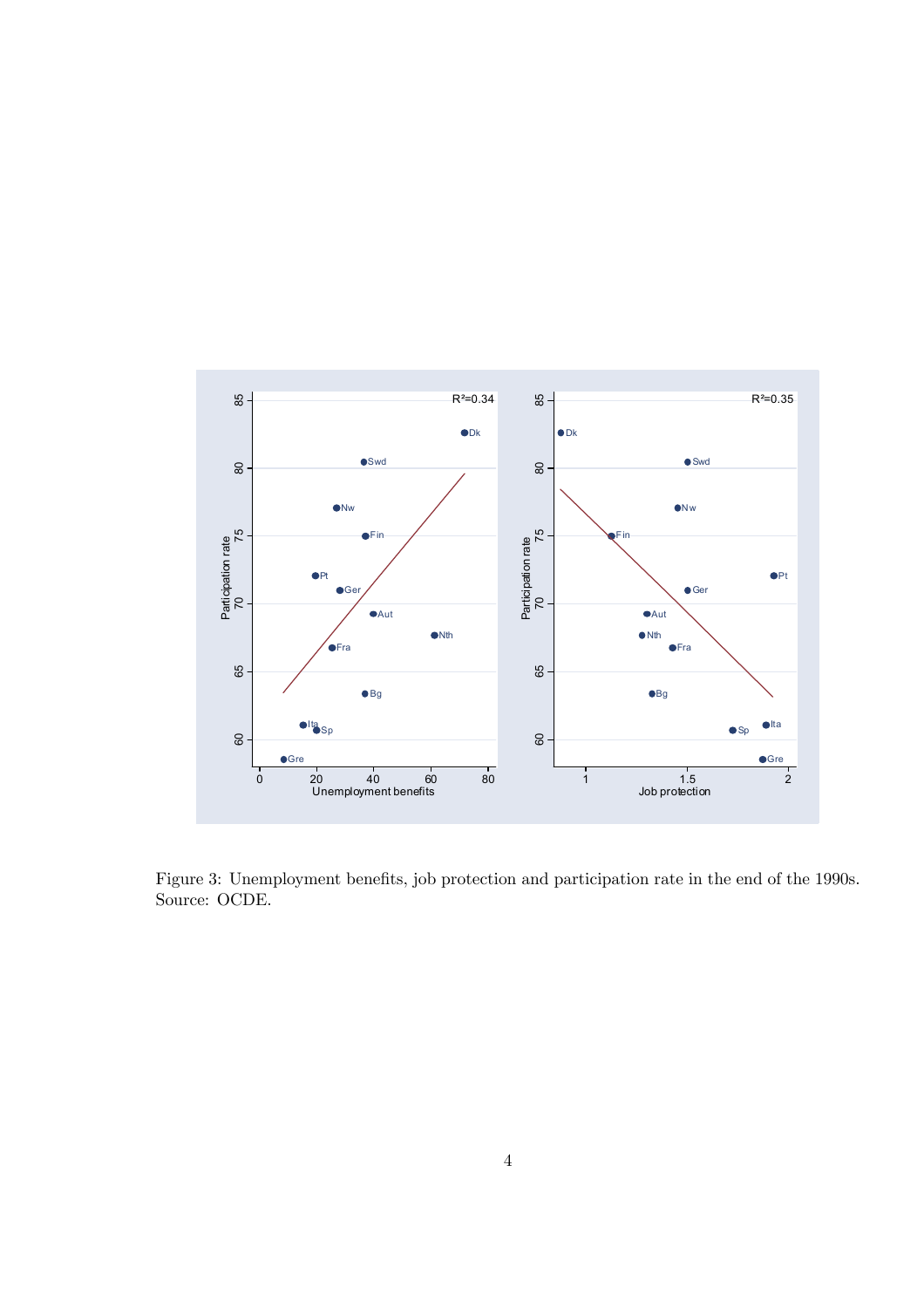Figure 3: Unemployment benefits, job protection and participation rate in the end of the 1990s. Source: OCDE.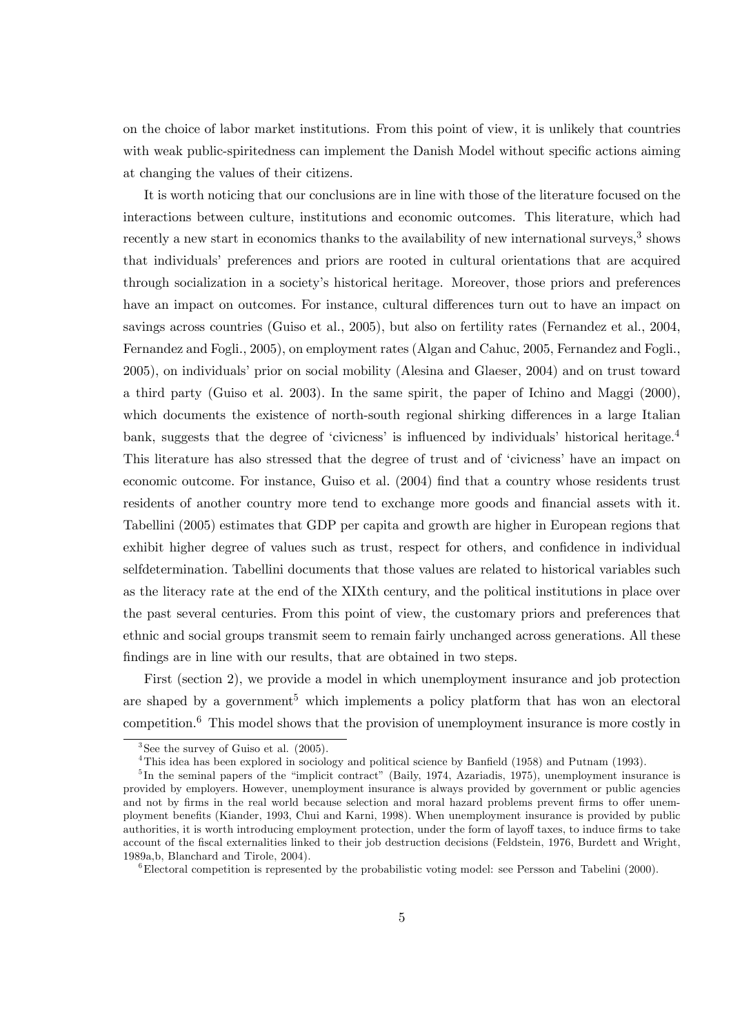on the choice of labor market institutions. From this point of view, it is unlikely that countries with weak public-spiritedness can implement the Danish Model without specific actions aiming at changing the values of their citizens.

It is worth noticing that our conclusions are in line with those of the literature focused on the interactions between culture, institutions and economic outcomes. This literature, which had recently a new start in economics thanks to the availability of new international surveys,[3] shows that individuals' preferences and priors are rooted in cultural orientations that are acquired through socialization in a society's historical heritage. Moreover, those priors and preferences have an impact on outcomes. For instance, cultural differences turn out to have an impact on savings across countries (Guiso et al., 2005), but also on fertility rates (Fernandez et al., 2004, Fernandez and Fogli., 2005), on employment rates (Algan and Cahuc, 2005, Fernandez and Fogli., 2005), on individuals' prior on social mobility (Alesina and Glaeser, 2004) and on trust toward a third party (Guiso et al. 2003). In the same spirit, the paper of Ichino and Maggi (2000), which documents the existence of north-south regional shirking differences in a large Italian bank, suggests that the degree of 'civicness' is influenced by individuals' historical heritage.[4] This literature has also stressed that the degree of trust and of 'civicness' have an impact on economic outcome. For instance, Guiso et al. (2004) find that a country whose residents trust residents of another country more tend to exchange more goods and financial assets with it. Tabellini (2005) estimates that GDP per capita and growth are higher in European regions that exhibit higher degree of values such as trust, respect for others, and confidence in individual selfdetermination. Tabellini documents that those values are related to historical variables such as the literacy rate at the end of the XIXth century, and the political institutions in place over the past several centuries. From this point of view, the customary priors and preferences that ethnic and social groups transmit seem to remain fairly unchanged across generations. All these findings are in line with our results, that are obtained in two steps.

First (section 2), we provide a model in which unemployment insurance and job protection are shaped by a government[5] which implements a policy platform that has won an electoral competition.[6] This model shows that the provision of unemployment insurance is more costly in

[3] See the survey of Guiso et al. (2005).

[4] This idea has been explored in sociology and political science by Banfield (1958) and Putnam (1993).

[5] In the seminal papers of the "implicit contract" (Baily, 1974, Azariadis, 1975), unemployment insurance is provided by employers. However, unemployment insurance is always provided by government or public agencies and not by firms in the real world because selection and moral hazard problems prevent firms to offer unemployment benefits (Kiander, 1993, Chui and Karni, 1998). When unemployment insurance is provided by public authorities, it is worth introducing employment protection, under the form of layoff taxes, to induce firms to take account of the fiscal externalities linked to their job destruction decisions (Feldstein, 1976, Burdett and Wright, 1989a,b, Blanchard and Tirole, 2004).

[6] Electoral competition is represented by the probabilistic voting model: see Persson and Tabelini (2000).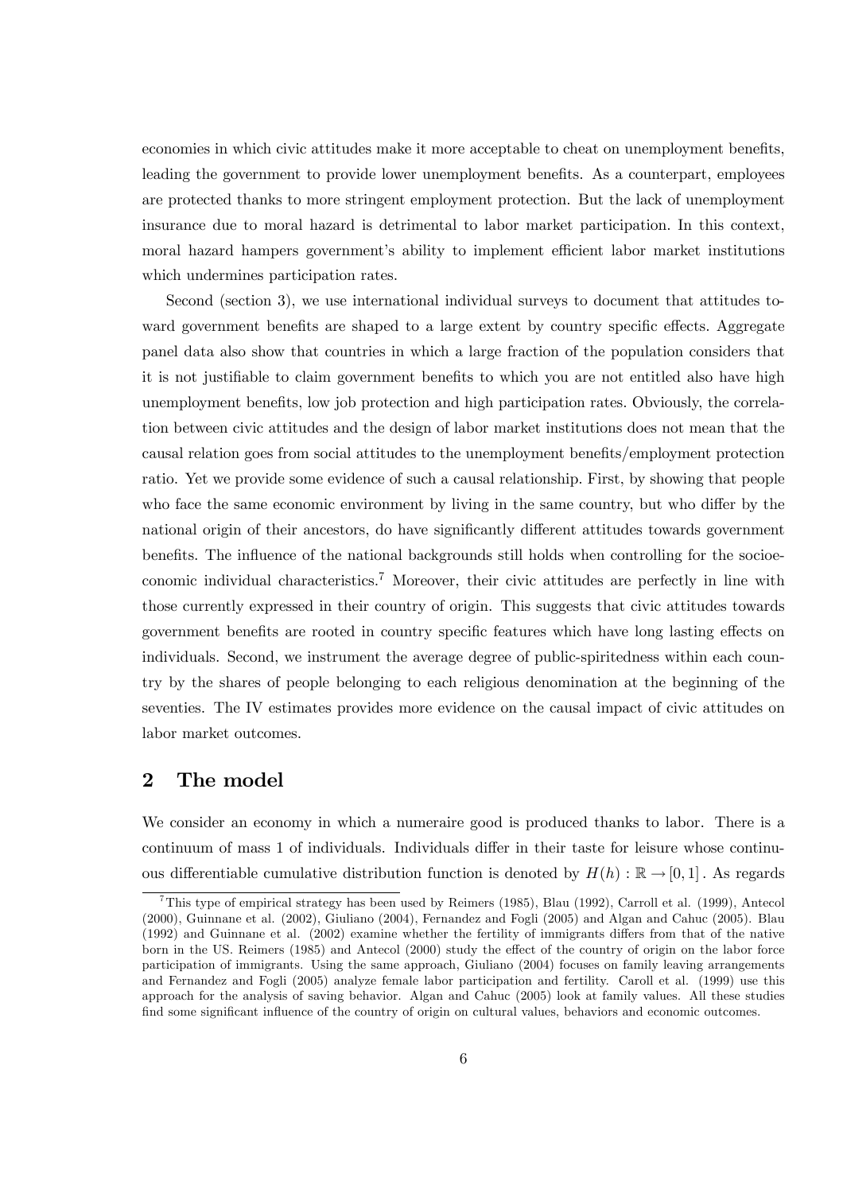economies in which civic attitudes make it more acceptable to cheat on unemployment benefits, leading the government to provide lower unemployment benefits. As a counterpart, employees are protected thanks to more stringent employment protection. But the lack of unemployment insurance due to moral hazard is detrimental to labor market participation. In this context, moral hazard hampers government's ability to implement efficient labor market institutions which undermines participation rates.

Second (section 3), we use international individual surveys to document that attitudes toward government benefits are shaped to a large extent by country specific effects. Aggregate panel data also show that countries in which a large fraction of the population considers that it is not justifiable to claim government benefits to which you are not entitled also have high unemployment benefits, low job protection and high participation rates. Obviously, the correlation between civic attitudes and the design of labor market institutions does not mean that the causal relation goes from social attitudes to the unemployment benefits/employment protection ratio. Yet we provide some evidence of such a causal relationship. First, by showing that people who face the same economic environment by living in the same country, but who differ by the national origin of their ancestors, do have significantly different attitudes towards government benefits. The influence of the national backgrounds still holds when controlling for the socioeconomic individual characteristics.[7] Moreover, their civic attitudes are perfectly in line with those currently expressed in their country of origin. This suggests that civic attitudes towards government benefits are rooted in country specific features which have long lasting effects on individuals. Second, we instrument the average degree of public-spiritedness within each country by the shares of people belonging to each religious denomination at the beginning of the seventies. The IV estimates provides more evidence on the causal impact of civic attitudes on labor market outcomes.

## 2 The model

We consider an economy in which a numeraire good is produced thanks to labor. There is a continuum of mass 1 of individuals. Individuals differ in their taste for leisure whose continuous differentiable cumulative distribution function is denoted by $H(h) : \mathbb{R} \rightarrow [0, 1]$. As regards

---

[7] This type of empirical strategy has been used by Reimers (1985), Blau (1992), Carroll et al. (1999), Antecol (2000), Guinnane et al. (2002), Giuliano (2004), Fernandez and Fogli (2005) and Algan and Cahuc (2005). Blau (1992) and Guinnane et al. (2002) examine whether the fertility of immigrants differs from that of the native born in the US. Reimers (1985) and Antecol (2000) study the effect of the country of origin on the labor force participation of immigrants. Using the same approach, Giuliano (2004) focuses on family leaving arrangements and Fernandez and Fogli (2005) analyze female labor participation and fertility. Caroll et al. (1999) use this approach for the analysis of saving behavior. Algan and Cahuc (2005) look at family values. All these studies find some significant influence of the country of origin on cultural values, behaviors and economic outcomes.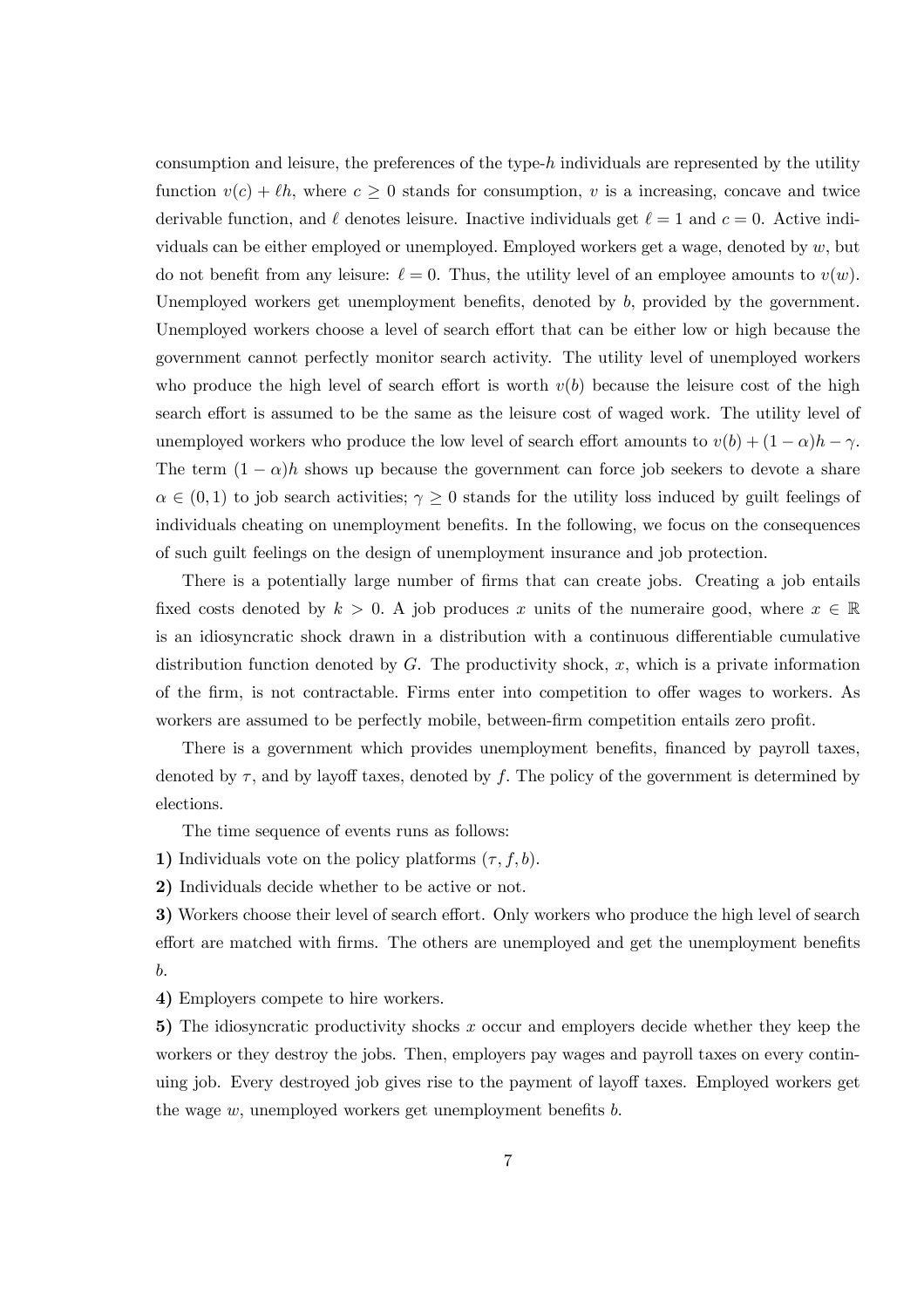consumption and leisure, the preferences of the type-$h$ individuals are represented by the utility function $v(c) + \ell h$, where $c \geq 0$ stands for consumption, $v$ is a increasing, concave and twice derivable function, and $\ell$ denotes leisure. Inactive individuals get $\ell = 1$ and $c = 0$. Active individuals can be either employed or unemployed. Employed workers get a wage, denoted by $w$, but do not benefit from any leisure: $\ell = 0$. Thus, the utility level of an employee amounts to $v(w)$. Unemployed workers get unemployment benefits, denoted by $b$, provided by the government. Unemployed workers choose a level of search effort that can be either low or high because the government cannot perfectly monitor search activity. The utility level of unemployed workers who produce the high level of search effort is worth $v(b)$ because the leisure cost of the high search effort is assumed to be the same as the leisure cost of waged work. The utility level of unemployed workers who produce the low level of search effort amounts to $v(b) + (1 - \alpha)h - \gamma$. The term $(1 - \alpha)h$ shows up because the government can force job seekers to devote a share $\alpha \in (0, 1)$ to job search activities; $\gamma \geq 0$ stands for the utility loss induced by guilt feelings of individuals cheating on unemployment benefits. In the following, we focus on the consequences of such guilt feelings on the design of unemployment insurance and job protection.

There is a potentially large number of firms that can create jobs. Creating a job entails fixed costs denoted by $k > 0$. A job produces $x$ units of the numeraire good, where $x \in \mathbb{R}$ is an idiosyncratic shock drawn in a distribution with a continuous differentiable cumulative distribution function denoted by $G$. The productivity shock, $x$, which is a private information of the firm, is not contractable. Firms enter into competition to offer wages to workers. As workers are assumed to be perfectly mobile, between-firm competition entails zero profit.

There is a government which provides unemployment benefits, financed by payroll taxes, denoted by $\tau$, and by layoff taxes, denoted by $f$. The policy of the government is determined by elections.

The time sequence of events runs as follows:

**1)** Individuals vote on the policy platforms $(\tau, f, b)$.

**2)** Individuals decide whether to be active or not.

**3)** Workers choose their level of search effort. Only workers who produce the high level of search effort are matched with firms. The others are unemployed and get the unemployment benefits $b$.

**4)** Employers compete to hire workers.

**5)** The idiosyncratic productivity shocks $x$ occur and employers decide whether they keep the workers or they destroy the jobs. Then, employers pay wages and payroll taxes on every continuing job. Every destroyed job gives rise to the payment of layoff taxes. Employed workers get the wage $w$, unemployed workers get unemployment benefits $b$.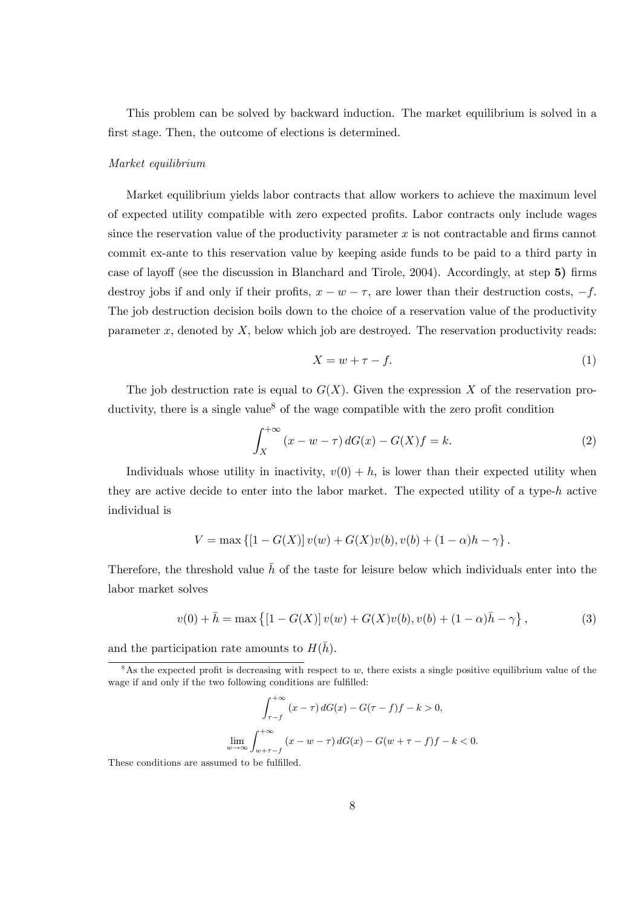This problem can be solved by backward induction. The market equilibrium is solved in a first stage. Then, the outcome of elections is determined.

*Market equilibrium*

Market equilibrium yields labor contracts that allow workers to achieve the maximum level of expected utility compatible with zero expected profits. Labor contracts only include wages since the reservation value of the productivity parameter $x$ is not contractable and firms cannot commit ex-ante to this reservation value by keeping aside funds to be paid to a third party in case of layoff (see the discussion in Blanchard and Tirole, 2004). Accordingly, at step **5)** firms destroy jobs if and only if their profits, $x - w - \tau$, are lower than their destruction costs, $-f$. The job destruction decision boils down to the choice of a reservation value of the productivity parameter $x$, denoted by $X$, below which job are destroyed. The reservation productivity reads:

$$X = w + \tau - f. \tag{1}$$

The job destruction rate is equal to $G(X)$. Given the expression $X$ of the reservation productivity, there is a single value[8] of the wage compatible with the zero profit condition

$$\int_X^{+\infty} (x - w - \tau)\, dG(x) - G(X)f = k. \tag{2}$$

Individuals whose utility in inactivity, $v(0) + h$, is lower than their expected utility when they are active decide to enter into the labor market. The expected utility of a type-$h$ active individual is

$$V = \max \left\{ [1 - G(X)]\, v(w) + G(X)v(b), v(b) + (1 - \alpha)h - \gamma \right\}.$$

Therefore, the threshold value $\bar{h}$ of the taste for leisure below which individuals enter into the labor market solves

$$v(0) + \bar{h} = \max \left\{ [1 - G(X)]\, v(w) + G(X)v(b), v(b) + (1 - \alpha)\bar{h} - \gamma \right\}, \tag{3}$$

and the participation rate amounts to $H(\bar{h})$.

[8] As the expected profit is decreasing with respect to $w$, there exists a single positive equilibrium value of the wage if and only if the two following conditions are fulfilled:

$$\int_{\tau - f}^{+\infty} (x - \tau)\, dG(x) - G(\tau - f)f - k > 0,$$

$$\lim_{w \to \infty} \int_{w + \tau - f}^{+\infty} (x - w - \tau)\, dG(x) - G(w + \tau - f)f - k < 0.$$

These conditions are assumed to be fulfilled.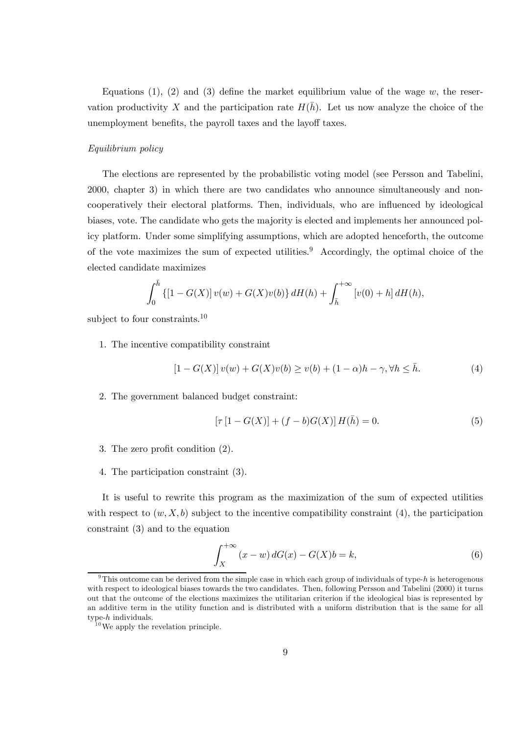Equations (1), (2) and (3) define the market equilibrium value of the wage $w$, the reservation productivity $X$ and the participation rate $H(\bar{h})$. Let us now analyze the choice of the unemployment benefits, the payroll taxes and the layoff taxes.

*Equilibrium policy*

The elections are represented by the probabilistic voting model (see Persson and Tabelini, 2000, chapter 3) in which there are two candidates who announce simultaneously and non-cooperatively their electoral platforms. Then, individuals, who are influenced by ideological biases, vote. The candidate who gets the majority is elected and implements her announced policy platform. Under some simplifying assumptions, which are adopted henceforth, the outcome of the vote maximizes the sum of expected utilities.[9] Accordingly, the optimal choice of the elected candidate maximizes

$$\int_0^{\bar{h}} \{[1 - G(X)]\, v(w) + G(X)v(b)\}\, dH(h) + \int_{\bar{h}}^{+\infty} [v(0) + h]\, dH(h),$$

subject to four constraints.[10]

1. The incentive compatibility constraint

$$[1 - G(X)]\, v(w) + G(X)v(b) \geq v(b) + (1 - \alpha)h - \gamma, \forall h \leq \bar{h}. \tag{4}$$

2. The government balanced budget constraint:

$$[\tau\,[1 - G(X)] + (f - b)G(X)]\, H(\bar{h}) = 0. \tag{5}$$

3. The zero profit condition (2).

4. The participation constraint (3).

It is useful to rewrite this program as the maximization of the sum of expected utilities with respect to $(w, X, b)$ subject to the incentive compatibility constraint (4), the participation constraint (3) and to the equation

$$\int_X^{+\infty} (x - w)\, dG(x) - G(X)b = k, \tag{6}$$

[9] This outcome can be derived from the simple case in which each group of individuals of type-$h$ is heterogenous with respect to ideological biases towards the two candidates. Then, following Persson and Tabelini (2000) it turns out that the outcome of the elections maximizes the utilitarian criterion if the ideological bias is represented by an additive term in the utility function and is distributed with a uniform distribution that is the same for all type-$h$ individuals.

[10] We apply the revelation principle.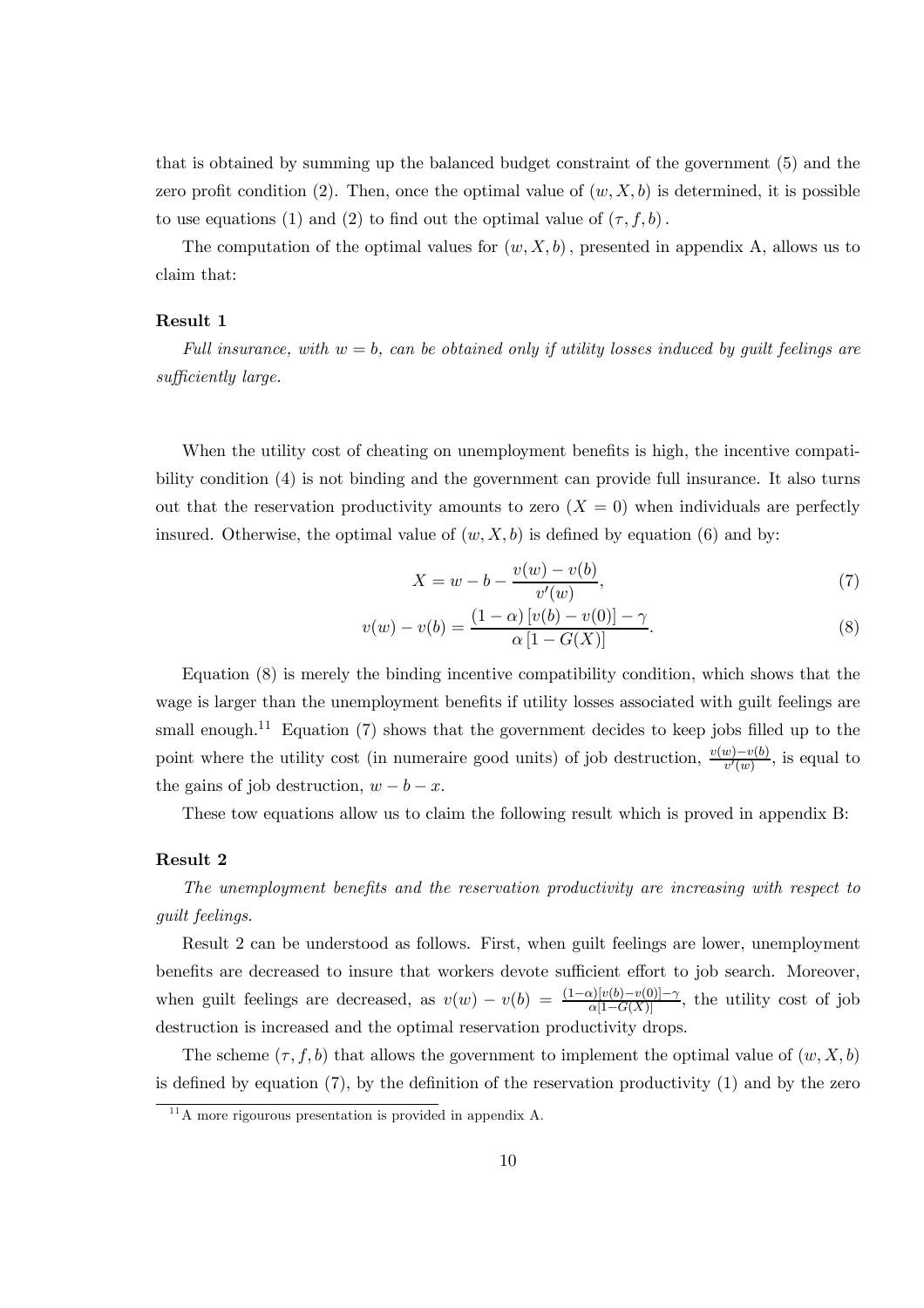that is obtained by summing up the balanced budget constraint of the government (5) and the zero profit condition (2). Then, once the optimal value of $(w, X, b)$ is determined, it is possible to use equations (1) and (2) to find out the optimal value of $(\tau, f, b)$.

The computation of the optimal values for $(w, X, b)$, presented in appendix A, allows us to claim that:

**Result 1**

*Full insurance, with $w = b$, can be obtained only if utility losses induced by guilt feelings are sufficiently large.*

When the utility cost of cheating on unemployment benefits is high, the incentive compatibility condition (4) is not binding and the government can provide full insurance. It also turns out that the reservation productivity amounts to zero ($X = 0$) when individuals are perfectly insured. Otherwise, the optimal value of $(w, X, b)$ is defined by equation (6) and by:

$$X = w - b - \frac{v(w) - v(b)}{v'(w)}, \tag{7}$$

$$v(w) - v(b) = \frac{(1 - \alpha)\left[v(b) - v(0)\right] - \gamma}{\alpha\left[1 - G(X)\right]}. \tag{8}$$

Equation (8) is merely the binding incentive compatibility condition, which shows that the wage is larger than the unemployment benefits if utility losses associated with guilt feelings are small enough.[11] Equation (7) shows that the government decides to keep jobs filled up to the point where the utility cost (in numeraire good units) of job destruction, $\frac{v(w)-v(b)}{v'(w)}$, is equal to the gains of job destruction, $w - b - x$.

These tow equations allow us to claim the following result which is proved in appendix B:

**Result 2**

*The unemployment benefits and the reservation productivity are increasing with respect to guilt feelings.*

Result 2 can be understood as follows. First, when guilt feelings are lower, unemployment benefits are decreased to insure that workers devote sufficient effort to job search. Moreover, when guilt feelings are decreased, as $v(w) - v(b) = \frac{(1-\alpha)[v(b)-v(0)]-\gamma}{\alpha[1-G(X)]}$, the utility cost of job destruction is increased and the optimal reservation productivity drops.

The scheme $(\tau, f, b)$ that allows the government to implement the optimal value of $(w, X, b)$ is defined by equation (7), by the definition of the reservation productivity (1) and by the zero

[11] A more rigourous presentation is provided in appendix A.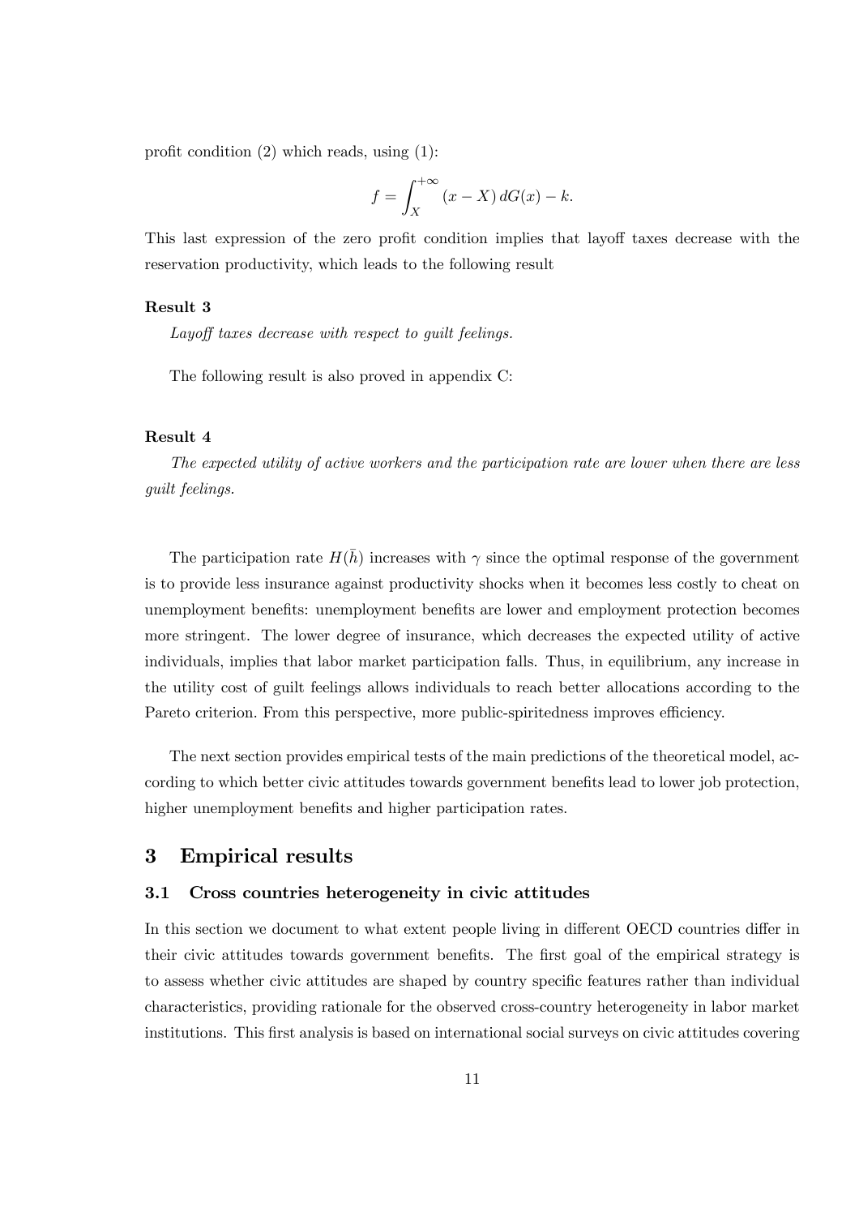profit condition (2) which reads, using (1):

$$f = \int_{X}^{+\infty} (x - X)\, dG(x) - k.$$

This last expression of the zero profit condition implies that layoff taxes decrease with the reservation productivity, which leads to the following result

**Result 3**

*Layoff taxes decrease with respect to guilt feelings.*

The following result is also proved in appendix C:

**Result 4**

*The expected utility of active workers and the participation rate are lower when there are less guilt feelings.*

The participation rate $H(\bar{h})$ increases with $\gamma$ since the optimal response of the government is to provide less insurance against productivity shocks when it becomes less costly to cheat on unemployment benefits: unemployment benefits are lower and employment protection becomes more stringent. The lower degree of insurance, which decreases the expected utility of active individuals, implies that labor market participation falls. Thus, in equilibrium, any increase in the utility cost of guilt feelings allows individuals to reach better allocations according to the Pareto criterion. From this perspective, more public-spiritedness improves efficiency.

The next section provides empirical tests of the main predictions of the theoretical model, according to which better civic attitudes towards government benefits lead to lower job protection, higher unemployment benefits and higher participation rates.

## 3 Empirical results

### 3.1 Cross countries heterogeneity in civic attitudes

In this section we document to what extent people living in different OECD countries differ in their civic attitudes towards government benefits. The first goal of the empirical strategy is to assess whether civic attitudes are shaped by country specific features rather than individual characteristics, providing rationale for the observed cross-country heterogeneity in labor market institutions. This first analysis is based on international social surveys on civic attitudes covering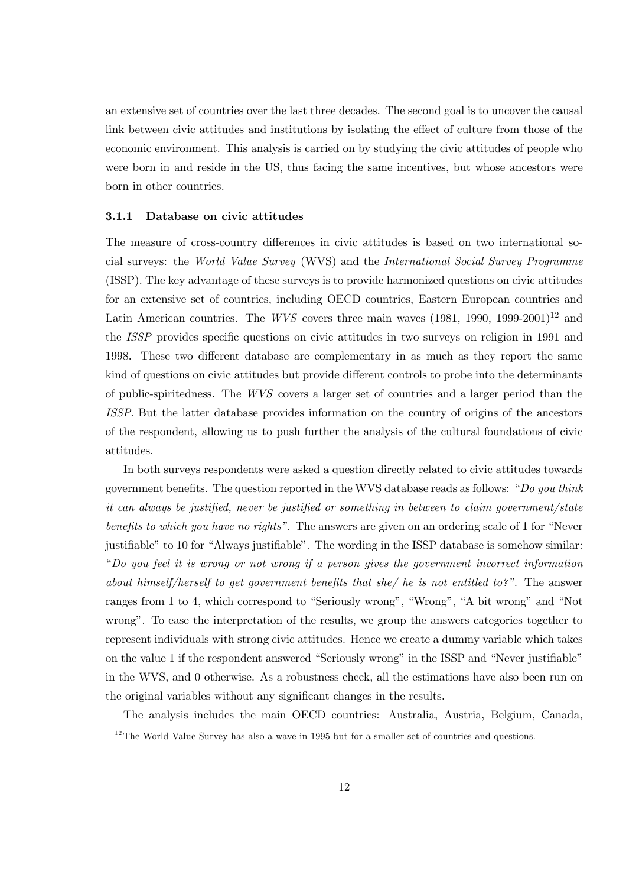an extensive set of countries over the last three decades. The second goal is to uncover the causal link between civic attitudes and institutions by isolating the effect of culture from those of the economic environment. This analysis is carried on by studying the civic attitudes of people who were born in and reside in the US, thus facing the same incentives, but whose ancestors were born in other countries.

### 3.1.1 Database on civic attitudes

The measure of cross-country differences in civic attitudes is based on two international social surveys: the *World Value Survey* (WVS) and the *International Social Survey Programme* (ISSP). The key advantage of these surveys is to provide harmonized questions on civic attitudes for an extensive set of countries, including OECD countries, Eastern European countries and Latin American countries. The *WVS* covers three main waves (1981, 1990, 1999-2001)[12] and the *ISSP* provides specific questions on civic attitudes in two surveys on religion in 1991 and 1998. These two different database are complementary in as much as they report the same kind of questions on civic attitudes but provide different controls to probe into the determinants of public-spiritedness. The *WVS* covers a larger set of countries and a larger period than the *ISSP*. But the latter database provides information on the country of origins of the ancestors of the respondent, allowing us to push further the analysis of the cultural foundations of civic attitudes.

In both surveys respondents were asked a question directly related to civic attitudes towards government benefits. The question reported in the WVS database reads as follows: "*Do you think it can always be justified, never be justified or something in between to claim government/state benefits to which you have no rights*". The answers are given on an ordering scale of 1 for "Never justifiable" to 10 for "Always justifiable". The wording in the ISSP database is somehow similar: "*Do you feel it is wrong or not wrong if a person gives the government incorrect information about himself/herself to get government benefits that she/ he is not entitled to?*". The answer ranges from 1 to 4, which correspond to "Seriously wrong", "Wrong", "A bit wrong" and "Not wrong". To ease the interpretation of the results, we group the answers categories together to represent individuals with strong civic attitudes. Hence we create a dummy variable which takes on the value 1 if the respondent answered "Seriously wrong" in the ISSP and "Never justifiable" in the WVS, and 0 otherwise. As a robustness check, all the estimations have also been run on the original variables without any significant changes in the results.

The analysis includes the main OECD countries: Australia, Austria, Belgium, Canada,

[12] The World Value Survey has also a wave in 1995 but for a smaller set of countries and questions.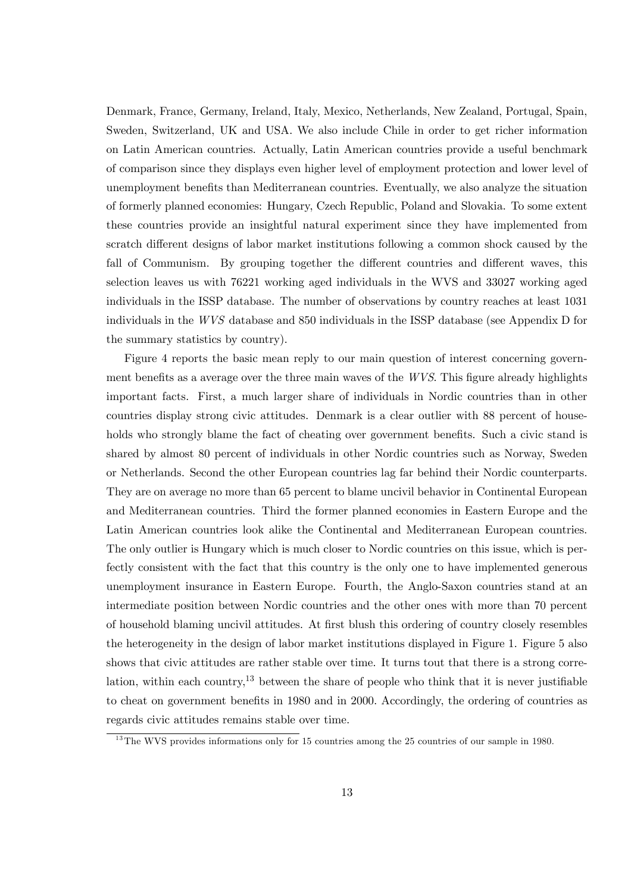Denmark, France, Germany, Ireland, Italy, Mexico, Netherlands, New Zealand, Portugal, Spain, Sweden, Switzerland, UK and USA. We also include Chile in order to get richer information on Latin American countries. Actually, Latin American countries provide a useful benchmark of comparison since they displays even higher level of employment protection and lower level of unemployment benefits than Mediterranean countries. Eventually, we also analyze the situation of formerly planned economies: Hungary, Czech Republic, Poland and Slovakia. To some extent these countries provide an insightful natural experiment since they have implemented from scratch different designs of labor market institutions following a common shock caused by the fall of Communism. By grouping together the different countries and different waves, this selection leaves us with 76221 working aged individuals in the WVS and 33027 working aged individuals in the ISSP database. The number of observations by country reaches at least 1031 individuals in the *WVS* database and 850 individuals in the ISSP database (see Appendix D for the summary statistics by country).

Figure 4 reports the basic mean reply to our main question of interest concerning government benefits as a average over the three main waves of the *WVS*. This figure already highlights important facts. First, a much larger share of individuals in Nordic countries than in other countries display strong civic attitudes. Denmark is a clear outlier with 88 percent of households who strongly blame the fact of cheating over government benefits. Such a civic stand is shared by almost 80 percent of individuals in other Nordic countries such as Norway, Sweden or Netherlands. Second the other European countries lag far behind their Nordic counterparts. They are on average no more than 65 percent to blame uncivil behavior in Continental European and Mediterranean countries. Third the former planned economies in Eastern Europe and the Latin American countries look alike the Continental and Mediterranean European countries. The only outlier is Hungary which is much closer to Nordic countries on this issue, which is perfectly consistent with the fact that this country is the only one to have implemented generous unemployment insurance in Eastern Europe. Fourth, the Anglo-Saxon countries stand at an intermediate position between Nordic countries and the other ones with more than 70 percent of household blaming uncivil attitudes. At first blush this ordering of country closely resembles the heterogeneity in the design of labor market institutions displayed in Figure 1. Figure 5 also shows that civic attitudes are rather stable over time. It turns tout that there is a strong correlation, within each country,[13] between the share of people who think that it is never justifiable to cheat on government benefits in 1980 and in 2000. Accordingly, the ordering of countries as regards civic attitudes remains stable over time.

[13] The WVS provides informations only for 15 countries among the 25 countries of our sample in 1980.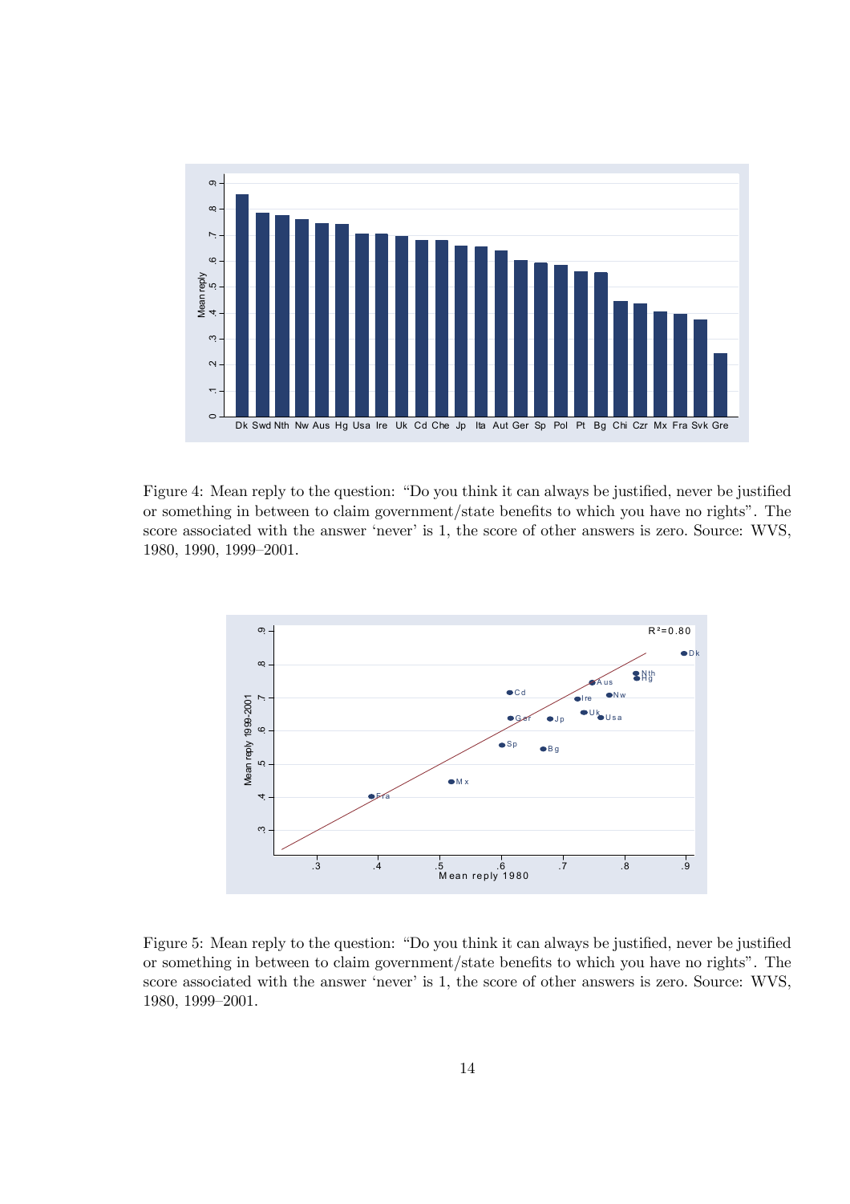Figure 4: Mean reply to the question: "Do you think it can always be justified, never be justified or something in between to claim government/state benefits to which you have no rights". The score associated with the answer 'never' is 1, the score of other answers is zero. Source: WVS, 1980, 1990, 1999–2001.

Figure 5: Mean reply to the question: "Do you think it can always be justified, never be justified or something in between to claim government/state benefits to which you have no rights". The score associated with the answer 'never' is 1, the score of other answers is zero. Source: WVS, 1980, 1999–2001.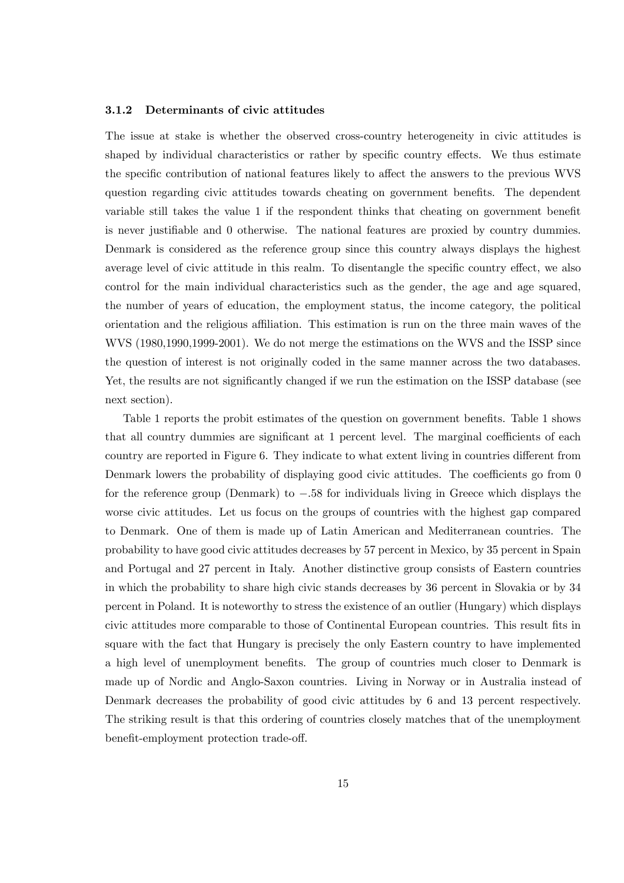### 3.1.2 Determinants of civic attitudes

The issue at stake is whether the observed cross-country heterogeneity in civic attitudes is shaped by individual characteristics or rather by specific country effects. We thus estimate the specific contribution of national features likely to affect the answers to the previous WVS question regarding civic attitudes towards cheating on government benefits. The dependent variable still takes the value 1 if the respondent thinks that cheating on government benefit is never justifiable and 0 otherwise. The national features are proxied by country dummies. Denmark is considered as the reference group since this country always displays the highest average level of civic attitude in this realm. To disentangle the specific country effect, we also control for the main individual characteristics such as the gender, the age and age squared, the number of years of education, the employment status, the income category, the political orientation and the religious affiliation. This estimation is run on the three main waves of the WVS (1980,1990,1999-2001). We do not merge the estimations on the WVS and the ISSP since the question of interest is not originally coded in the same manner across the two databases. Yet, the results are not significantly changed if we run the estimation on the ISSP database (see next section).

Table 1 reports the probit estimates of the question on government benefits. Table 1 shows that all country dummies are significant at 1 percent level. The marginal coefficients of each country are reported in Figure 6. They indicate to what extent living in countries different from Denmark lowers the probability of displaying good civic attitudes. The coefficients go from 0 for the reference group (Denmark) to $-.58$ for individuals living in Greece which displays the worse civic attitudes. Let us focus on the groups of countries with the highest gap compared to Denmark. One of them is made up of Latin American and Mediterranean countries. The probability to have good civic attitudes decreases by 57 percent in Mexico, by 35 percent in Spain and Portugal and 27 percent in Italy. Another distinctive group consists of Eastern countries in which the probability to share high civic stands decreases by 36 percent in Slovakia or by 34 percent in Poland. It is noteworthy to stress the existence of an outlier (Hungary) which displays civic attitudes more comparable to those of Continental European countries. This result fits in square with the fact that Hungary is precisely the only Eastern country to have implemented a high level of unemployment benefits. The group of countries much closer to Denmark is made up of Nordic and Anglo-Saxon countries. Living in Norway or in Australia instead of Denmark decreases the probability of good civic attitudes by 6 and 13 percent respectively. The striking result is that this ordering of countries closely matches that of the unemployment benefit-employment protection trade-off.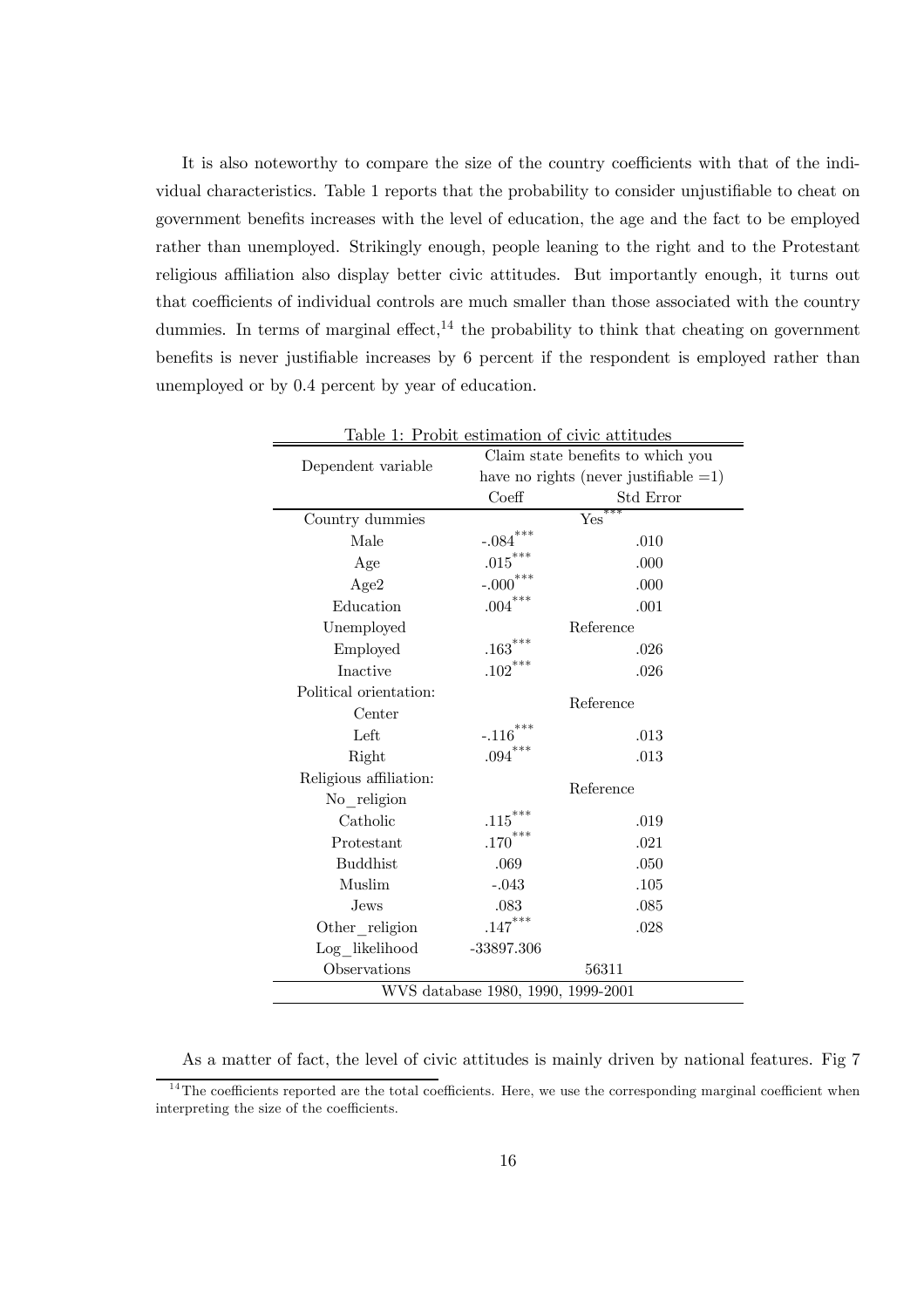It is also noteworthy to compare the size of the country coefficients with that of the individual characteristics. Table 1 reports that the probability to consider unjustifiable to cheat on government benefits increases with the level of education, the age and the fact to be employed rather than unemployed. Strikingly enough, people leaning to the right and to the Protestant religious affiliation also display better civic attitudes. But importantly enough, it turns out that coefficients of individual controls are much smaller than those associated with the country dummies. In terms of marginal effect,[14] the probability to think that cheating on government benefits is never justifiable increases by 6 percent if the respondent is employed rather than unemployed or by 0.4 percent by year of education.

Table 1: Probit estimation of civic attitudes

| Dependent variable | Claim state benefits to which you have no rights (never justifiable =1) | |
|---|---|---|
| | Coeff | Std Error |
| Country dummies | Yes*** | |
| Male | -.084*** | .010 |
| Age | .015*** | .000 |
| Age2 | -.000*** | .000 |
| Education | .004*** | .001 |
| Unemployed | Reference | |
| Employed | .163*** | .026 |
| Inactive | .102*** | .026 |
| Political orientation: Center | Reference | |
| Left | -.116*** | .013 |
| Right | .094*** | .013 |
| Religious affiliation: No_religion | Reference | |
| Catholic | .115*** | .019 |
| Protestant | .170*** | .021 |
| Buddhist | .069 | .050 |
| Muslim | -.043 | .105 |
| Jews | .083 | .085 |
| Other_religion | .147*** | .028 |
| Log_likelihood | -33897.306 | |
| Observations | 56311 | |
| WVS database 1980, 1990, 1999-2001 | | |

As a matter of fact, the level of civic attitudes is mainly driven by national features. Fig 7

[14] The coefficients reported are the total coefficients. Here, we use the corresponding marginal coefficient when interpreting the size of the coefficients.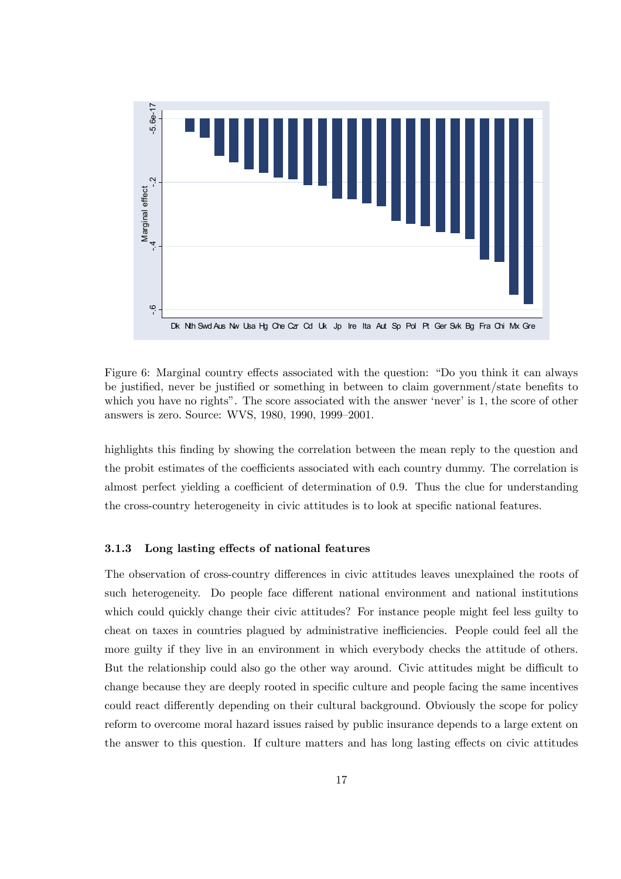Figure 6: Marginal country effects associated with the question: "Do you think it can always be justified, never be justified or something in between to claim government/state benefits to which you have no rights". The score associated with the answer 'never' is 1, the score of other answers is zero. Source: WVS, 1980, 1990, 1999–2001.

highlights this finding by showing the correlation between the mean reply to the question and the probit estimates of the coefficients associated with each country dummy. The correlation is almost perfect yielding a coefficient of determination of 0.9. Thus the clue for understanding the cross-country heterogeneity in civic attitudes is to look at specific national features.

### 3.1.3 Long lasting effects of national features

The observation of cross-country differences in civic attitudes leaves unexplained the roots of such heterogeneity. Do people face different national environment and national institutions which could quickly change their civic attitudes? For instance people might feel less guilty to cheat on taxes in countries plagued by administrative inefficiencies. People could feel all the more guilty if they live in an environment in which everybody checks the attitude of others. But the relationship could also go the other way around. Civic attitudes might be difficult to change because they are deeply rooted in specific culture and people facing the same incentives could react differently depending on their cultural background. Obviously the scope for policy reform to overcome moral hazard issues raised by public insurance depends to a large extent on the answer to this question. If culture matters and has long lasting effects on civic attitudes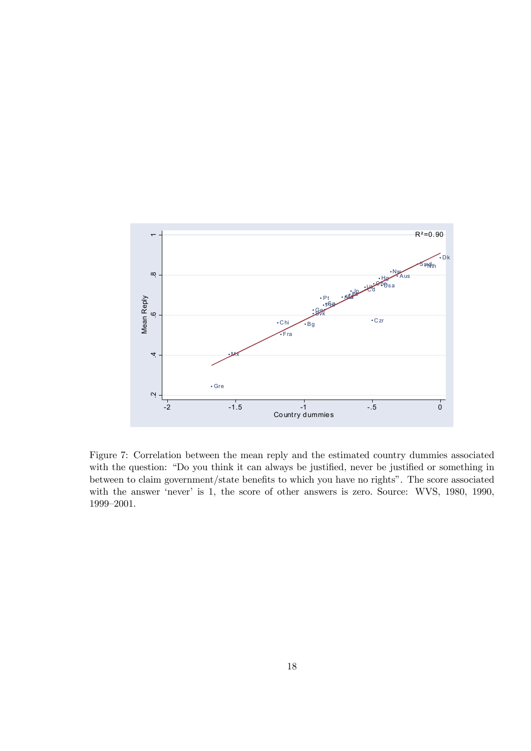Figure 7: Correlation between the mean reply and the estimated country dummies associated with the question: "Do you think it can always be justified, never be justified or something in between to claim government/state benefits to which you have no rights". The score associated with the answer 'never' is 1, the score of other answers is zero. Source: WVS, 1980, 1990, 1999–2001.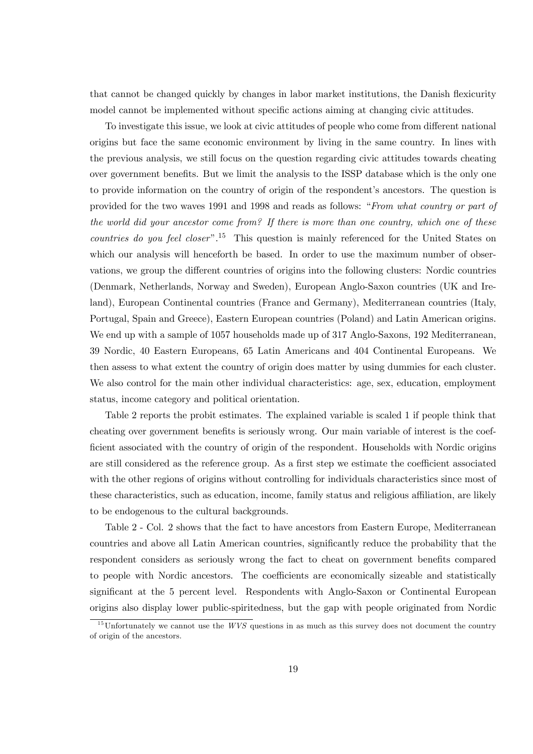that cannot be changed quickly by changes in labor market institutions, the Danish flexicurity model cannot be implemented without specific actions aiming at changing civic attitudes.

To investigate this issue, we look at civic attitudes of people who come from different national origins but face the same economic environment by living in the same country. In lines with the previous analysis, we still focus on the question regarding civic attitudes towards cheating over government benefits. But we limit the analysis to the ISSP database which is the only one to provide information on the country of origin of the respondent's ancestors. The question is provided for the two waves 1991 and 1998 and reads as follows: "*From what country or part of the world did your ancestor come from? If there is more than one country, which one of these countries do you feel closer*".[15] This question is mainly referenced for the United States on which our analysis will henceforth be based. In order to use the maximum number of observations, we group the different countries of origins into the following clusters: Nordic countries (Denmark, Netherlands, Norway and Sweden), European Anglo-Saxon countries (UK and Ireland), European Continental countries (France and Germany), Mediterranean countries (Italy, Portugal, Spain and Greece), Eastern European countries (Poland) and Latin American origins. We end up with a sample of 1057 households made up of 317 Anglo-Saxons, 192 Mediterranean, 39 Nordic, 40 Eastern Europeans, 65 Latin Americans and 404 Continental Europeans. We then assess to what extent the country of origin does matter by using dummies for each cluster. We also control for the main other individual characteristics: age, sex, education, employment status, income category and political orientation.

Table 2 reports the probit estimates. The explained variable is scaled 1 if people think that cheating over government benefits is seriously wrong. Our main variable of interest is the coefficient associated with the country of origin of the respondent. Households with Nordic origins are still considered as the reference group. As a first step we estimate the coefficient associated with the other regions of origins without controlling for individuals characteristics since most of these characteristics, such as education, income, family status and religious affiliation, are likely to be endogenous to the cultural backgrounds.

Table 2 - Col. 2 shows that the fact to have ancestors from Eastern Europe, Mediterranean countries and above all Latin American countries, significantly reduce the probability that the respondent considers as seriously wrong the fact to cheat on government benefits compared to people with Nordic ancestors. The coefficients are economically sizeable and statistically significant at the 5 percent level. Respondents with Anglo-Saxon or Continental European origins also display lower public-spiritedness, but the gap with people originated from Nordic

[15] Unfortunately we cannot use the *WVS* questions in as much as this survey does not document the country of origin of the ancestors.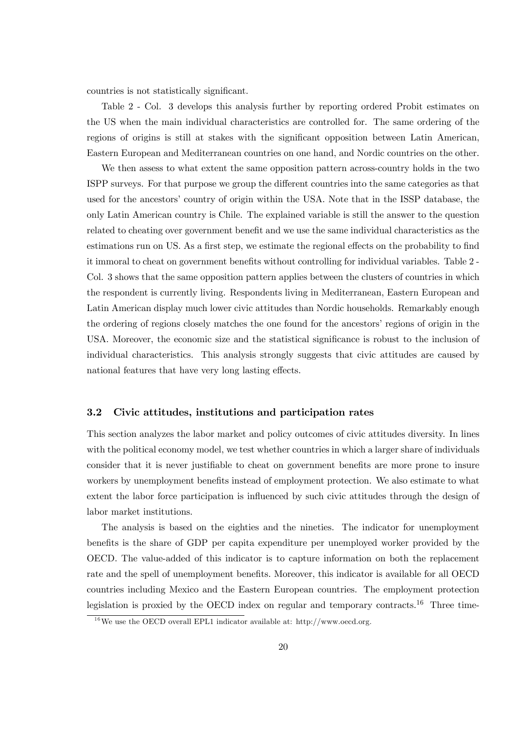countries is not statistically significant.

Table 2 - Col. 3 develops this analysis further by reporting ordered Probit estimates on the US when the main individual characteristics are controlled for. The same ordering of the regions of origins is still at stakes with the significant opposition between Latin American, Eastern European and Mediterranean countries on one hand, and Nordic countries on the other.

We then assess to what extent the same opposition pattern across-country holds in the two ISPP surveys. For that purpose we group the different countries into the same categories as that used for the ancestors' country of origin within the USA. Note that in the ISSP database, the only Latin American country is Chile. The explained variable is still the answer to the question related to cheating over government benefit and we use the same individual characteristics as the estimations run on US. As a first step, we estimate the regional effects on the probability to find it immoral to cheat on government benefits without controlling for individual variables. Table 2 - Col. 3 shows that the same opposition pattern applies between the clusters of countries in which the respondent is currently living. Respondents living in Mediterranean, Eastern European and Latin American display much lower civic attitudes than Nordic households. Remarkably enough the ordering of regions closely matches the one found for the ancestors' regions of origin in the USA. Moreover, the economic size and the statistical significance is robust to the inclusion of individual characteristics. This analysis strongly suggests that civic attitudes are caused by national features that have very long lasting effects.

### 3.2 Civic attitudes, institutions and participation rates

This section analyzes the labor market and policy outcomes of civic attitudes diversity. In lines with the political economy model, we test whether countries in which a larger share of individuals consider that it is never justifiable to cheat on government benefits are more prone to insure workers by unemployment benefits instead of employment protection. We also estimate to what extent the labor force participation is influenced by such civic attitudes through the design of labor market institutions.

The analysis is based on the eighties and the nineties. The indicator for unemployment benefits is the share of GDP per capita expenditure per unemployed worker provided by the OECD. The value-added of this indicator is to capture information on both the replacement rate and the spell of unemployment benefits. Moreover, this indicator is available for all OECD countries including Mexico and the Eastern European countries. The employment protection legislation is proxied by the OECD index on regular and temporary contracts.[16] Three time-

[16] We use the OECD overall EPL1 indicator available at: http://www.oecd.org.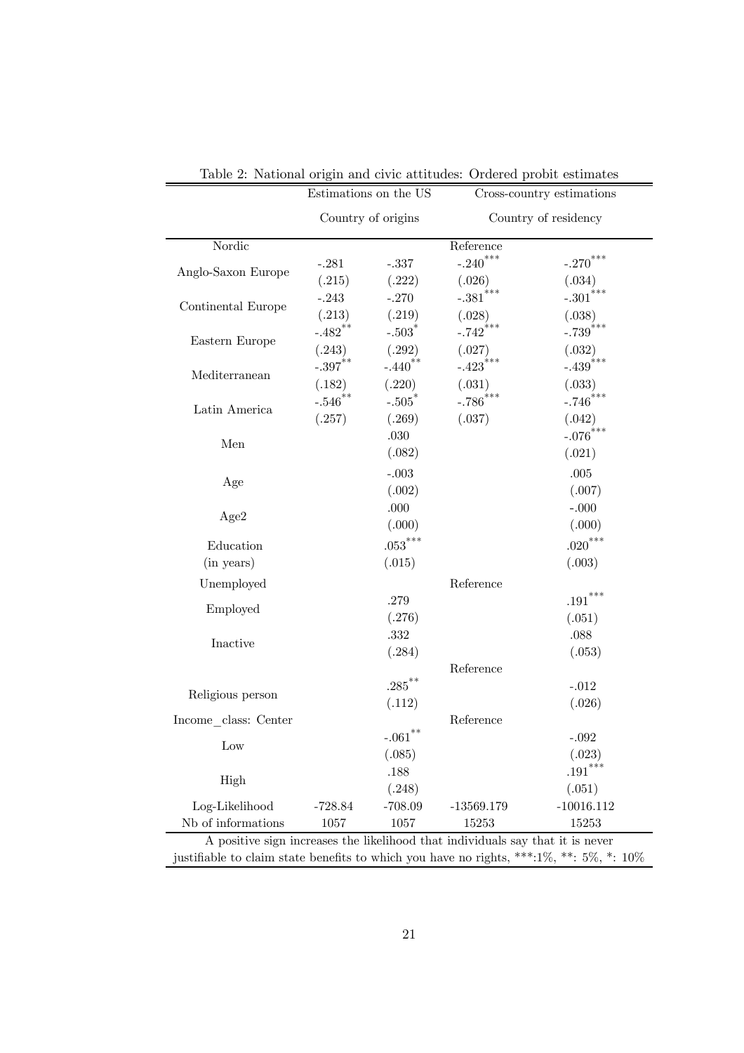Table 2: National origin and civic attitudes: Ordered probit estimates

| | Estimations on the US | | Cross-country estimations | |
|---|---|---|---|---|
| | Country of origins | | Country of residency | |
| Nordic | | | Reference | |
| Anglo-Saxon Europe | -.281 | -.337 | -.240*** | -.270*** |
| | (.215) | (.222) | (.026) | (.034) |
| Continental Europe | -.243 | -.270 | -.381*** | -.301*** |
| | (.213) | (.219) | (.028) | (.038) |
| Eastern Europe | -.482** | -.503* | -.742*** | -.739*** |
| | (.243) | (.292) | (.027) | (.032) |
| Mediterranean | -.397** | -.440** | -.423*** | -.439*** |
| | (.182) | (.220) | (.031) | (.033) |
| Latin America | -.546** | -.505* | -.786*** | -.746*** |
| | (.257) | (.269) | (.037) | (.042) |
| Men | | .030 | | -.076*** |
| | | (.082) | | (.021) |
| Age | | -.003 | | .005 |
| | | (.002) | | (.007) |
| Age2 | | .000 | | -.000 |
| | | (.000) | | (.000) |
| Education | | .053*** | | .020*** |
| (in years) | | (.015) | | (.003) |
| Unemployed | | | Reference | |
| Employed | | .279 | | .191*** |
| | | (.276) | | (.051) |
| Inactive | | .332 | | .088 |
| | | (.284) | | (.053) |
| | | | Reference | |
| Religious person | | .285** | | -.012 |
| | | (.112) | | (.026) |
| Income_class: Center | | | Reference | |
| Low | | -.061** | | -.092 |
| | | (.085) | | (.023) |
| High | | .188 | | .191*** |
| | | (.248) | | (.051) |
| Log-Likelihood | -728.84 | -708.09 | -13569.179 | -10016.112 |
| Nb of informations | 1057 | 1057 | 15253 | 15253 |

A positive sign increases the likelihood that individuals say that it is never justifiable to claim state benefits to which you have no rights, ***:1%, **: 5%, *: 10%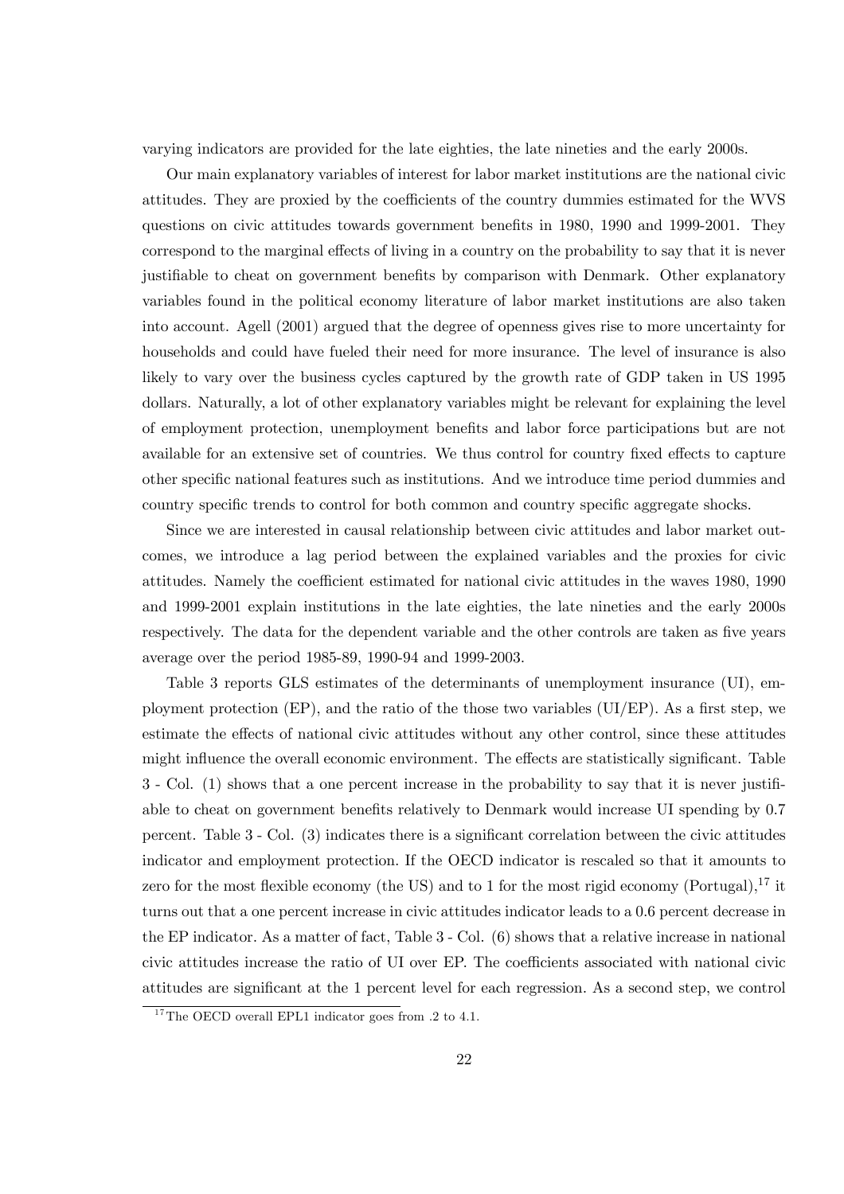varying indicators are provided for the late eighties, the late nineties and the early 2000s.

Our main explanatory variables of interest for labor market institutions are the national civic attitudes. They are proxied by the coefficients of the country dummies estimated for the WVS questions on civic attitudes towards government benefits in 1980, 1990 and 1999-2001. They correspond to the marginal effects of living in a country on the probability to say that it is never justifiable to cheat on government benefits by comparison with Denmark. Other explanatory variables found in the political economy literature of labor market institutions are also taken into account. Agell (2001) argued that the degree of openness gives rise to more uncertainty for households and could have fueled their need for more insurance. The level of insurance is also likely to vary over the business cycles captured by the growth rate of GDP taken in US 1995 dollars. Naturally, a lot of other explanatory variables might be relevant for explaining the level of employment protection, unemployment benefits and labor force participations but are not available for an extensive set of countries. We thus control for country fixed effects to capture other specific national features such as institutions. And we introduce time period dummies and country specific trends to control for both common and country specific aggregate shocks.

Since we are interested in causal relationship between civic attitudes and labor market outcomes, we introduce a lag period between the explained variables and the proxies for civic attitudes. Namely the coefficient estimated for national civic attitudes in the waves 1980, 1990 and 1999-2001 explain institutions in the late eighties, the late nineties and the early 2000s respectively. The data for the dependent variable and the other controls are taken as five years average over the period 1985-89, 1990-94 and 1999-2003.

Table 3 reports GLS estimates of the determinants of unemployment insurance (UI), employment protection (EP), and the ratio of the those two variables (UI/EP). As a first step, we estimate the effects of national civic attitudes without any other control, since these attitudes might influence the overall economic environment. The effects are statistically significant. Table 3 - Col. (1) shows that a one percent increase in the probability to say that it is never justifiable to cheat on government benefits relatively to Denmark would increase UI spending by 0.7 percent. Table 3 - Col. (3) indicates there is a significant correlation between the civic attitudes indicator and employment protection. If the OECD indicator is rescaled so that it amounts to zero for the most flexible economy (the US) and to 1 for the most rigid economy (Portugal),[17] it turns out that a one percent increase in civic attitudes indicator leads to a 0.6 percent decrease in the EP indicator. As a matter of fact, Table 3 - Col. (6) shows that a relative increase in national civic attitudes increase the ratio of UI over EP. The coefficients associated with national civic attitudes are significant at the 1 percent level for each regression. As a second step, we control

[17] The OECD overall EPL1 indicator goes from .2 to 4.1.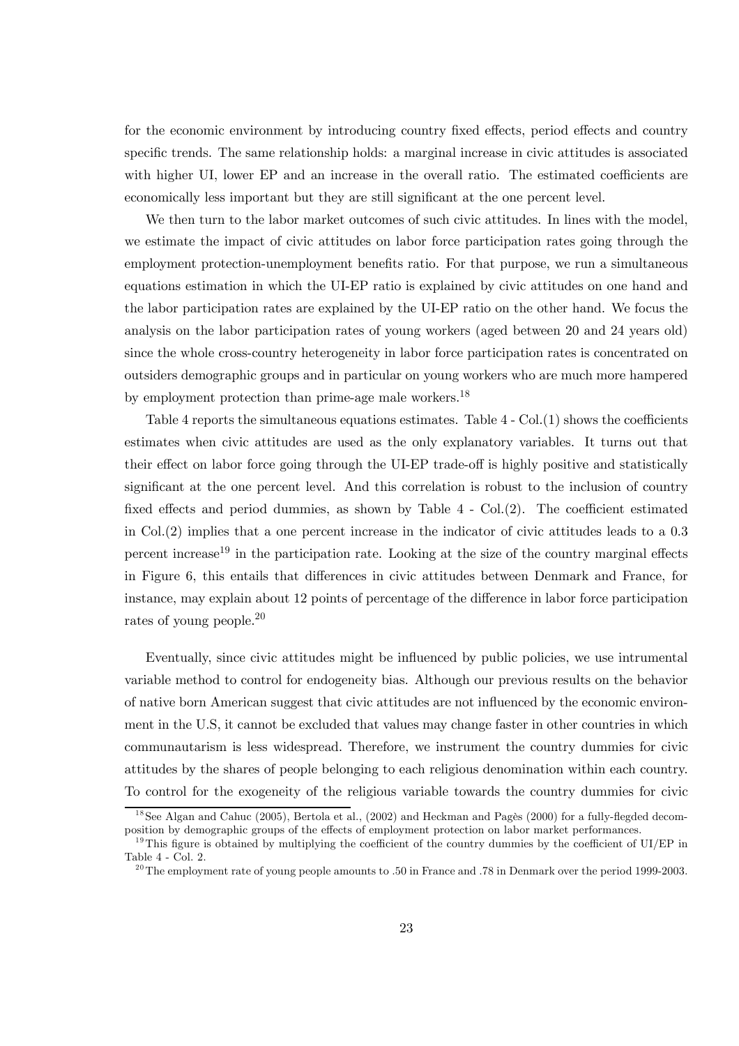for the economic environment by introducing country fixed effects, period effects and country specific trends. The same relationship holds: a marginal increase in civic attitudes is associated with higher UI, lower EP and an increase in the overall ratio. The estimated coefficients are economically less important but they are still significant at the one percent level.

We then turn to the labor market outcomes of such civic attitudes. In lines with the model, we estimate the impact of civic attitudes on labor force participation rates going through the employment protection-unemployment benefits ratio. For that purpose, we run a simultaneous equations estimation in which the UI-EP ratio is explained by civic attitudes on one hand and the labor participation rates are explained by the UI-EP ratio on the other hand. We focus the analysis on the labor participation rates of young workers (aged between 20 and 24 years old) since the whole cross-country heterogeneity in labor force participation rates is concentrated on outsiders demographic groups and in particular on young workers who are much more hampered by employment protection than prime-age male workers.[18]

Table 4 reports the simultaneous equations estimates. Table 4 - Col.(1) shows the coefficients estimates when civic attitudes are used as the only explanatory variables. It turns out that their effect on labor force going through the UI-EP trade-off is highly positive and statistically significant at the one percent level. And this correlation is robust to the inclusion of country fixed effects and period dummies, as shown by Table 4 - Col.(2). The coefficient estimated in Col.(2) implies that a one percent increase in the indicator of civic attitudes leads to a 0.3 percent increase[19] in the participation rate. Looking at the size of the country marginal effects in Figure 6, this entails that differences in civic attitudes between Denmark and France, for instance, may explain about 12 points of percentage of the difference in labor force participation rates of young people.[20]

Eventually, since civic attitudes might be influenced by public policies, we use intrumental variable method to control for endogeneity bias. Although our previous results on the behavior of native born American suggest that civic attitudes are not influenced by the economic environment in the U.S, it cannot be excluded that values may change faster in other countries in which communautarism is less widespread. Therefore, we instrument the country dummies for civic attitudes by the shares of people belonging to each religious denomination within each country. To control for the exogeneity of the religious variable towards the country dummies for civic

[18] See Algan and Cahuc (2005), Bertola et al., (2002) and Heckman and Pagès (2000) for a fully-flegded decomposition by demographic groups of the effects of employment protection on labor market performances.

[19] This figure is obtained by multiplying the coefficient of the country dummies by the coefficient of UI/EP in Table 4 - Col. 2.

[20] The employment rate of young people amounts to .50 in France and .78 in Denmark over the period 1999-2003.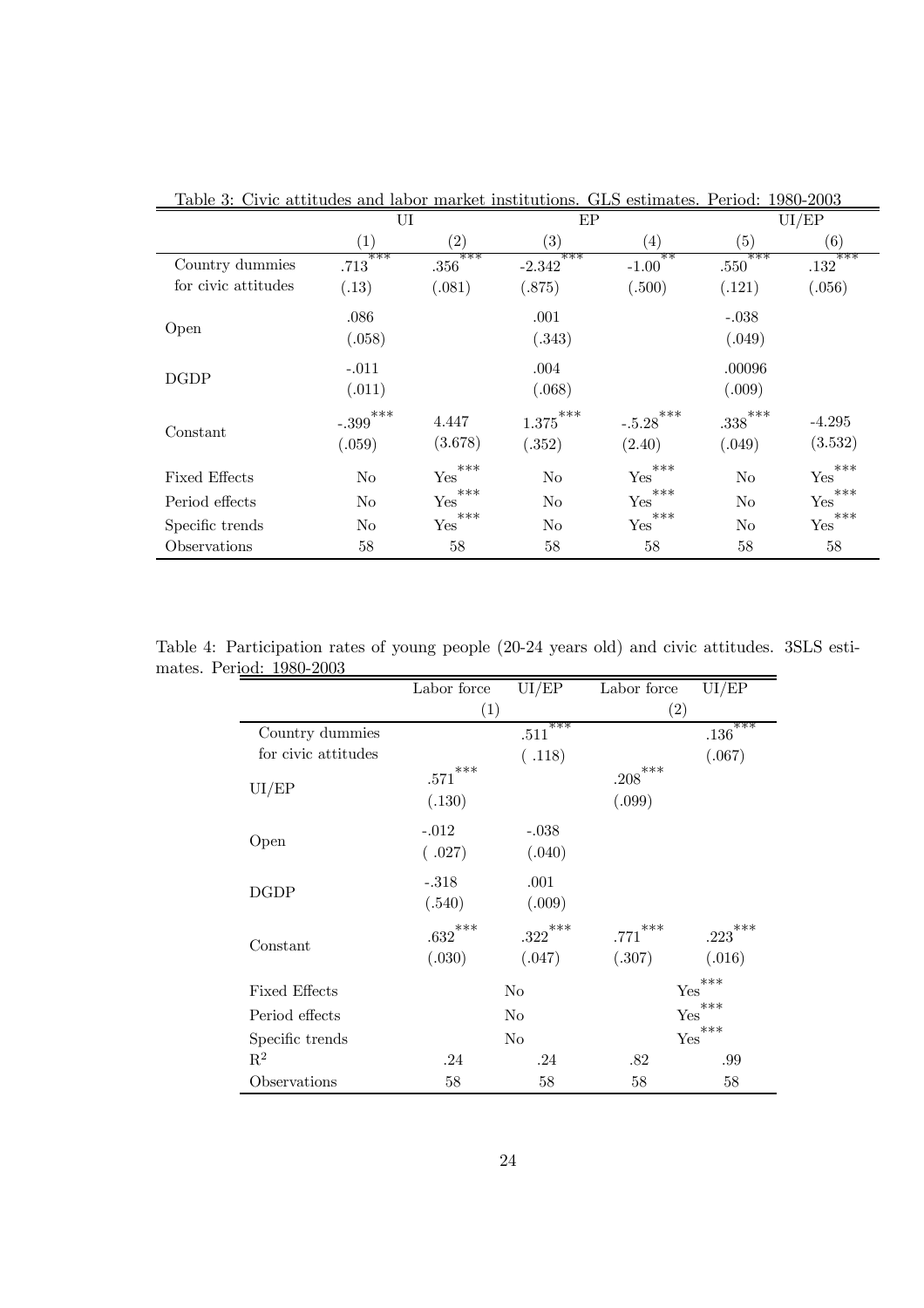Table 3: Civic attitudes and labor market institutions. GLS estimates. Period: 1980-2003

| | UI | | EP | | UI/EP | |
|---|---|---|---|---|---|---|
| | (1) | (2) | (3) | (4) | (5) | (6) |
| Country dummies for civic attitudes | $.713^{***}$ | $.356^{***}$ | $-2.342^{***}$ | $-1.00^{**}$ | $.550^{***}$ | $.132^{***}$ |
| | (.13) | (.081) | (.875) | (.500) | (.121) | (.056) |
| Open | .086 | | .001 | | -.038 | |
| | (.058) | | (.343) | | (.049) | |
| DGDP | -.011 | | .004 | | .00096 | |
| | (.011) | | (.068) | | (.009) | |
| Constant | $-.399^{***}$ | 4.447 | $1.375^{***}$ | $-.5.28^{***}$ | $.338^{***}$ | -4.295 |
| | (.059) | (3.678) | (.352) | (2.40) | (.049) | (3.532) |
| Fixed Effects | No | $\text{Yes}^{***}$ | No | $\text{Yes}^{***}$ | No | $\text{Yes}^{***}$ |
| Period effects | No | $\text{Yes}^{***}$ | No | $\text{Yes}^{***}$ | No | $\text{Yes}^{***}$ |
| Specific trends | No | $\text{Yes}^{***}$ | No | $\text{Yes}^{***}$ | No | $\text{Yes}^{***}$ |
| Observations | 58 | 58 | 58 | 58 | 58 | 58 |

Table 4: Participation rates of young people (20-24 years old) and civic attitudes. 3SLS estimates. Period: 1980-2003

| | Labor force | UI/EP | Labor force | UI/EP |
|---|---|---|---|---|
| | (1) | | (2) | |
| Country dummies for civic attitudes | | $.511^{***}$ | | $.136^{***}$ |
| | | ( .118) | | (.067) |
| UI/EP | $.571^{***}$ | | $.208^{***}$ | |
| | (.130) | | (.099) | |
| Open | -.012 | -.038 | | |
| | ( .027) | (.040) | | |
| DGDP | -.318 | .001 | | |
| | (.540) | (.009) | | |
| Constant | $.632^{***}$ | $.322^{***}$ | $.771^{***}$ | $.223^{***}$ |
| | (.030) | (.047) | (.307) | (.016) |
| Fixed Effects | No | | $\text{Yes}^{***}$ | |
| Period effects | No | | $\text{Yes}^{***}$ | |
| Specific trends | No | | $\text{Yes}^{***}$ | |
| $R^2$ | .24 | .24 | .82 | .99 |
| Observations | 58 | 58 | 58 | 58 |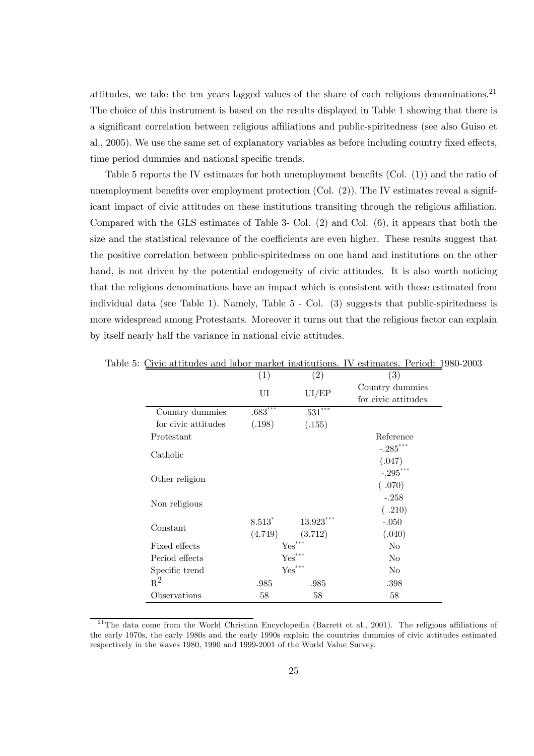attitudes, we take the ten years lagged values of the share of each religious denominations.[21] The choice of this instrument is based on the results displayed in Table 1 showing that there is a significant correlation between religious affiliations and public-spiritedness (see also Guiso et al., 2005). We use the same set of explanatory variables as before including country fixed effects, time period dummies and national specific trends.

Table 5 reports the IV estimates for both unemployment benefits (Col. (1)) and the ratio of unemployment benefits over employment protection (Col. (2)). The IV estimates reveal a significant impact of civic attitudes on these institutions transiting through the religious affiliation. Compared with the GLS estimates of Table 3- Col. (2) and Col. (6), it appears that both the size and the statistical relevance of the coefficients are even higher. These results suggest that the positive correlation between public-spiritedness on one hand and institutions on the other hand, is not driven by the potential endogeneity of civic attitudes. It is also worth noticing that the religious denominations have an impact which is consistent with those estimated from individual data (see Table 1). Namely, Table 5 - Col. (3) suggests that public-spiritedness is more widespread among Protestants. Moreover it turns out that the religious factor can explain by itself nearly half the variance in national civic attitudes.

Table 5: Civic attitudes and labor market institutions. IV estimates. Period: 1980-2003

| | (1) | (2) | (3) |
|---|---|---|---|
| | UI | UI/EP | Country dummies for civic attitudes |
| Country dummies for civic attitudes | .683*** (.198) | .531*** (.155) | |
| Protestant | | | Reference |
| Catholic | | | -.285*** (.047) |
| Other religion | | | -.295*** ( .070) |
| Non religious | | | -.258 ( .210) |
| Constant | 8.513* (4.749) | 13.923*** (3.712) | -.050 (.040) |
| Fixed effects | Yes*** | Yes*** | No |
| Period effects | Yes*** | Yes*** | No |
| Specific trend | Yes*** | Yes*** | No |
| $R^2$ | .985 | .985 | .398 |
| Observations | 58 | 58 | 58 |

[21] The data come from the World Christian Encyclopedia (Barrett et al., 2001). The religious affiliations of the early 1970s, the early 1980s and the early 1990s explain the countries dummies of civic attitudes estimated respectively in the waves 1980, 1990 and 1999-2001 of the World Value Survey.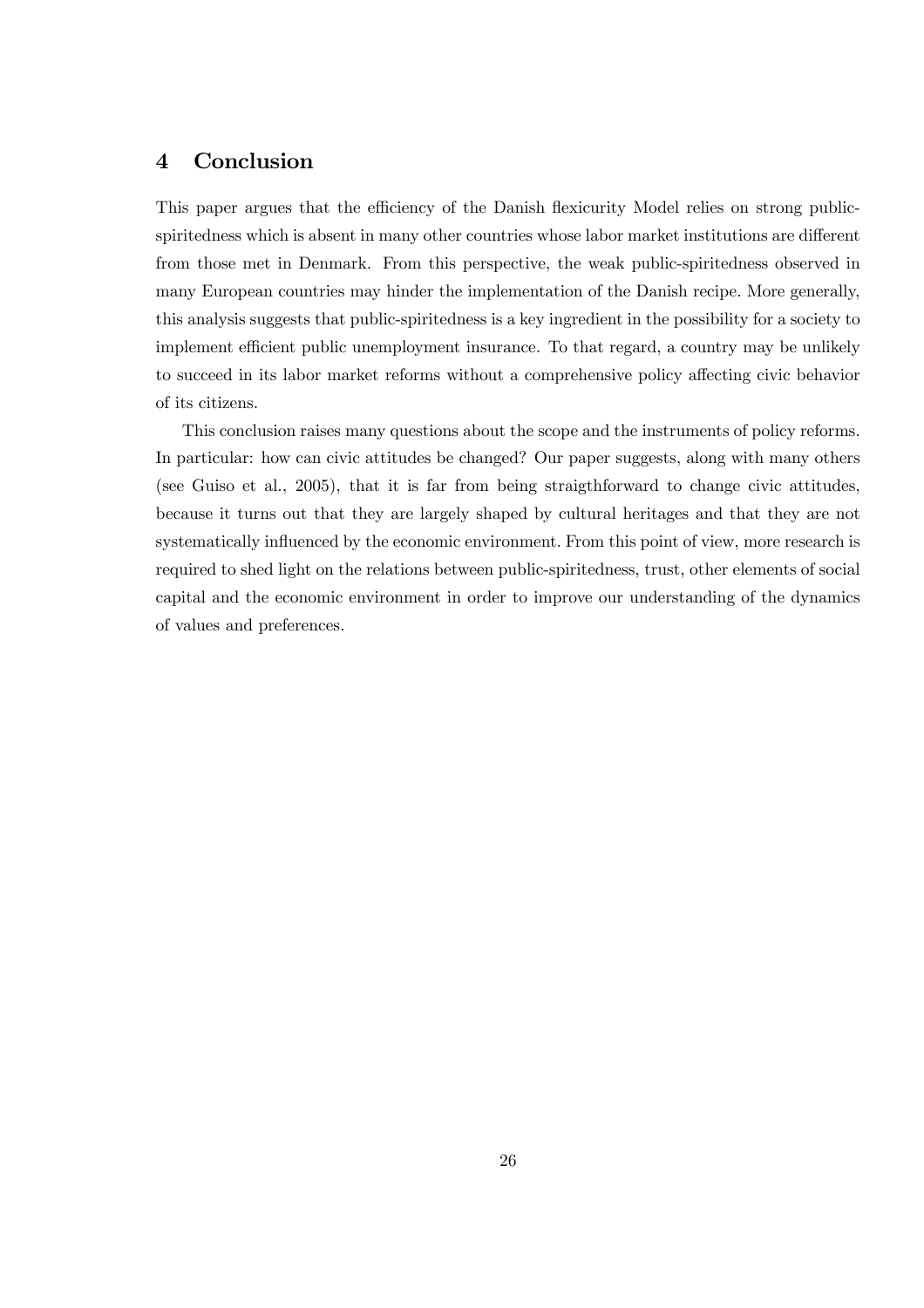## 4 Conclusion

This paper argues that the efficiency of the Danish flexicurity Model relies on strong public-spiritedness which is absent in many other countries whose labor market institutions are different from those met in Denmark. From this perspective, the weak public-spiritedness observed in many European countries may hinder the implementation of the Danish recipe. More generally, this analysis suggests that public-spiritedness is a key ingredient in the possibility for a society to implement efficient public unemployment insurance. To that regard, a country may be unlikely to succeed in its labor market reforms without a comprehensive policy affecting civic behavior of its citizens.

This conclusion raises many questions about the scope and the instruments of policy reforms. In particular: how can civic attitudes be changed? Our paper suggests, along with many others (see Guiso et al., 2005), that it is far from being straigthforward to change civic attitudes, because it turns out that they are largely shaped by cultural heritages and that they are not systematically influenced by the economic environment. From this point of view, more research is required to shed light on the relations between public-spiritedness, trust, other elements of social capital and the economic environment in order to improve our understanding of the dynamics of values and preferences.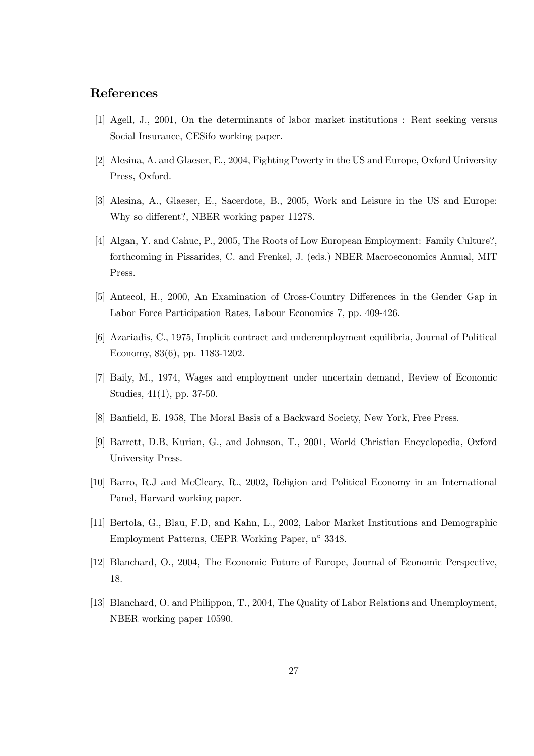## References

[1] Agell, J., 2001, On the determinants of labor market institutions : Rent seeking versus Social Insurance, CESifo working paper.

[2] Alesina, A. and Glaeser, E., 2004, Fighting Poverty in the US and Europe, Oxford University Press, Oxford.

[3] Alesina, A., Glaeser, E., Sacerdote, B., 2005, Work and Leisure in the US and Europe: Why so different?, NBER working paper 11278.

[4] Algan, Y. and Cahuc, P., 2005, The Roots of Low European Employment: Family Culture?, forthcoming in Pissarides, C. and Frenkel, J. (eds.) NBER Macroeconomics Annual, MIT Press.

[5] Antecol, H., 2000, An Examination of Cross-Country Differences in the Gender Gap in Labor Force Participation Rates, Labour Economics 7, pp. 409-426.

[6] Azariadis, C., 1975, Implicit contract and underemployment equilibria, Journal of Political Economy, 83(6), pp. 1183-1202.

[7] Baily, M., 1974, Wages and employment under uncertain demand, Review of Economic Studies, 41(1), pp. 37-50.

[8] Banfield, E. 1958, The Moral Basis of a Backward Society, New York, Free Press.

[9] Barrett, D.B, Kurian, G., and Johnson, T., 2001, World Christian Encyclopedia, Oxford University Press.

[10] Barro, R.J and McCleary, R., 2002, Religion and Political Economy in an International Panel, Harvard working paper.

[11] Bertola, G., Blau, F.D, and Kahn, L., 2002, Labor Market Institutions and Demographic Employment Patterns, CEPR Working Paper, n° 3348.

[12] Blanchard, O., 2004, The Economic Future of Europe, Journal of Economic Perspective, 18.

[13] Blanchard, O. and Philippon, T., 2004, The Quality of Labor Relations and Unemployment, NBER working paper 10590.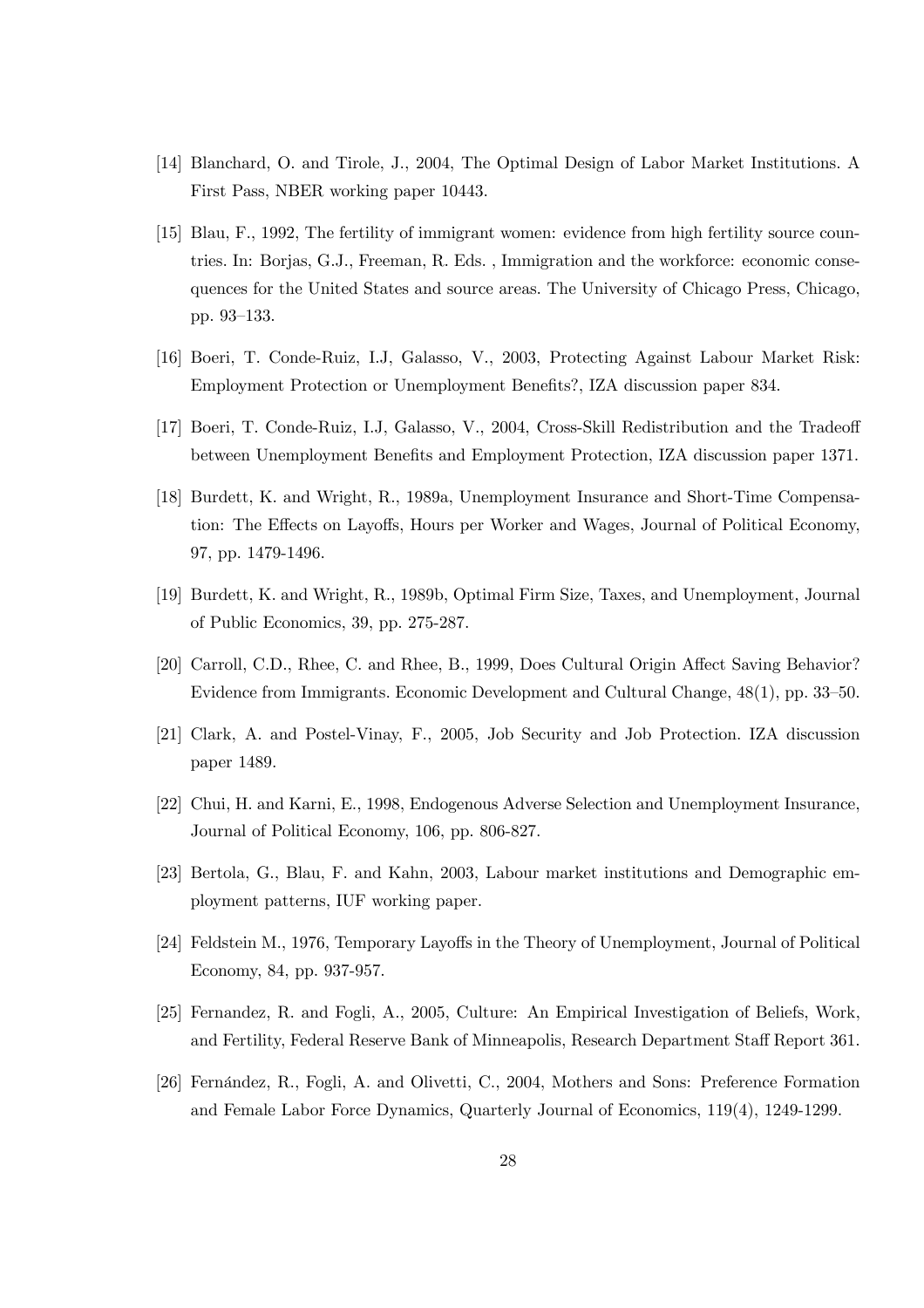[14] Blanchard, O. and Tirole, J., 2004, The Optimal Design of Labor Market Institutions. A First Pass, NBER working paper 10443.

[15] Blau, F., 1992, The fertility of immigrant women: evidence from high fertility source countries. In: Borjas, G.J., Freeman, R. Eds. , Immigration and the workforce: economic consequences for the United States and source areas. The University of Chicago Press, Chicago, pp. 93–133.

[16] Boeri, T. Conde-Ruiz, I.J, Galasso, V., 2003, Protecting Against Labour Market Risk: Employment Protection or Unemployment Benefits?, IZA discussion paper 834.

[17] Boeri, T. Conde-Ruiz, I.J, Galasso, V., 2004, Cross-Skill Redistribution and the Tradeoff between Unemployment Benefits and Employment Protection, IZA discussion paper 1371.

[18] Burdett, K. and Wright, R., 1989a, Unemployment Insurance and Short-Time Compensation: The Effects on Layoffs, Hours per Worker and Wages, Journal of Political Economy, 97, pp. 1479-1496.

[19] Burdett, K. and Wright, R., 1989b, Optimal Firm Size, Taxes, and Unemployment, Journal of Public Economics, 39, pp. 275-287.

[20] Carroll, C.D., Rhee, C. and Rhee, B., 1999, Does Cultural Origin Affect Saving Behavior? Evidence from Immigrants. Economic Development and Cultural Change, 48(1), pp. 33–50.

[21] Clark, A. and Postel-Vinay, F., 2005, Job Security and Job Protection. IZA discussion paper 1489.

[22] Chui, H. and Karni, E., 1998, Endogenous Adverse Selection and Unemployment Insurance, Journal of Political Economy, 106, pp. 806-827.

[23] Bertola, G., Blau, F. and Kahn, 2003, Labour market institutions and Demographic employment patterns, IUF working paper.

[24] Feldstein M., 1976, Temporary Layoffs in the Theory of Unemployment, Journal of Political Economy, 84, pp. 937-957.

[25] Fernandez, R. and Fogli, A., 2005, Culture: An Empirical Investigation of Beliefs, Work, and Fertility, Federal Reserve Bank of Minneapolis, Research Department Staff Report 361.

[26] Fernández, R., Fogli, A. and Olivetti, C., 2004, Mothers and Sons: Preference Formation and Female Labor Force Dynamics, Quarterly Journal of Economics, 119(4), 1249-1299.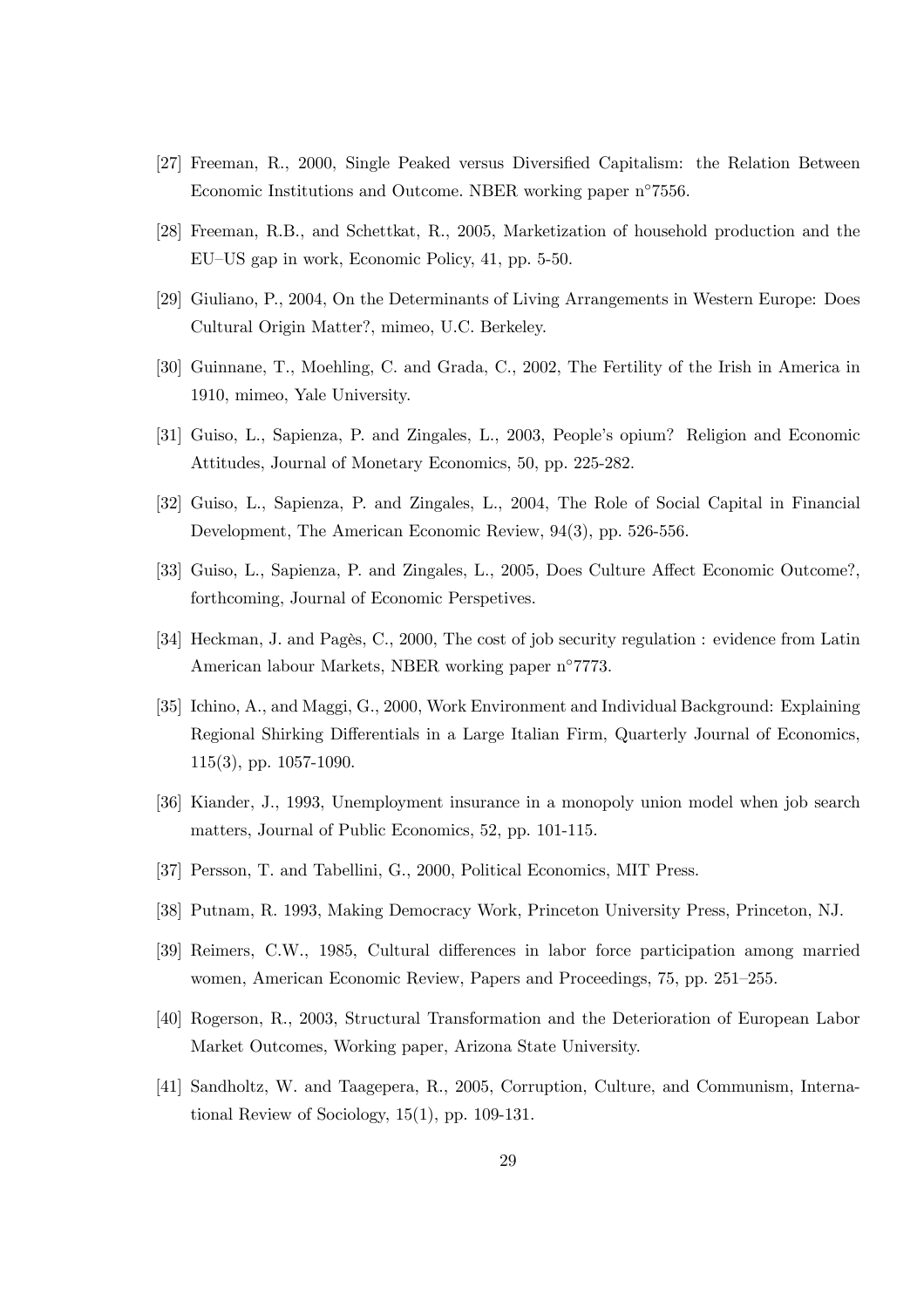[27] Freeman, R., 2000, Single Peaked versus Diversified Capitalism: the Relation Between Economic Institutions and Outcome. NBER working paper n°7556.

[28] Freeman, R.B., and Schettkat, R., 2005, Marketization of household production and the EU–US gap in work, Economic Policy, 41, pp. 5-50.

[29] Giuliano, P., 2004, On the Determinants of Living Arrangements in Western Europe: Does Cultural Origin Matter?, mimeo, U.C. Berkeley.

[30] Guinnane, T., Moehling, C. and Grada, C., 2002, The Fertility of the Irish in America in 1910, mimeo, Yale University.

[31] Guiso, L., Sapienza, P. and Zingales, L., 2003, People's opium? Religion and Economic Attitudes, Journal of Monetary Economics, 50, pp. 225-282.

[32] Guiso, L., Sapienza, P. and Zingales, L., 2004, The Role of Social Capital in Financial Development, The American Economic Review, 94(3), pp. 526-556.

[33] Guiso, L., Sapienza, P. and Zingales, L., 2005, Does Culture Affect Economic Outcome?, forthcoming, Journal of Economic Perspetives.

[34] Heckman, J. and Pagès, C., 2000, The cost of job security regulation : evidence from Latin American labour Markets, NBER working paper n°7773.

[35] Ichino, A., and Maggi, G., 2000, Work Environment and Individual Background: Explaining Regional Shirking Differentials in a Large Italian Firm, Quarterly Journal of Economics, 115(3), pp. 1057-1090.

[36] Kiander, J., 1993, Unemployment insurance in a monopoly union model when job search matters, Journal of Public Economics, 52, pp. 101-115.

[37] Persson, T. and Tabellini, G., 2000, Political Economics, MIT Press.

[38] Putnam, R. 1993, Making Democracy Work, Princeton University Press, Princeton, NJ.

[39] Reimers, C.W., 1985, Cultural differences in labor force participation among married women, American Economic Review, Papers and Proceedings, 75, pp. 251–255.

[40] Rogerson, R., 2003, Structural Transformation and the Deterioration of European Labor Market Outcomes, Working paper, Arizona State University.

[41] Sandholtz, W. and Taagepera, R., 2005, Corruption, Culture, and Communism, International Review of Sociology, 15(1), pp. 109-131.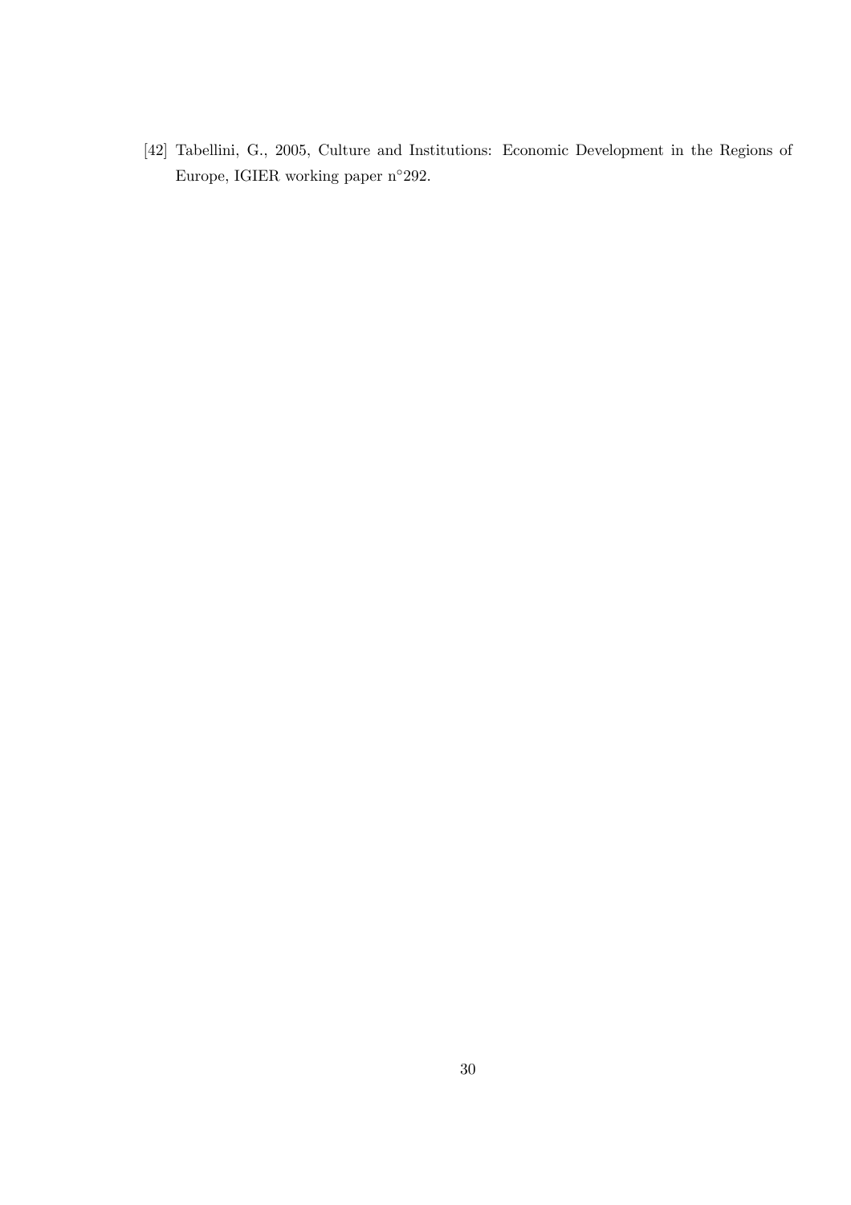[42] Tabellini, G., 2005, Culture and Institutions: Economic Development in the Regions of Europe, IGIER working paper n°292.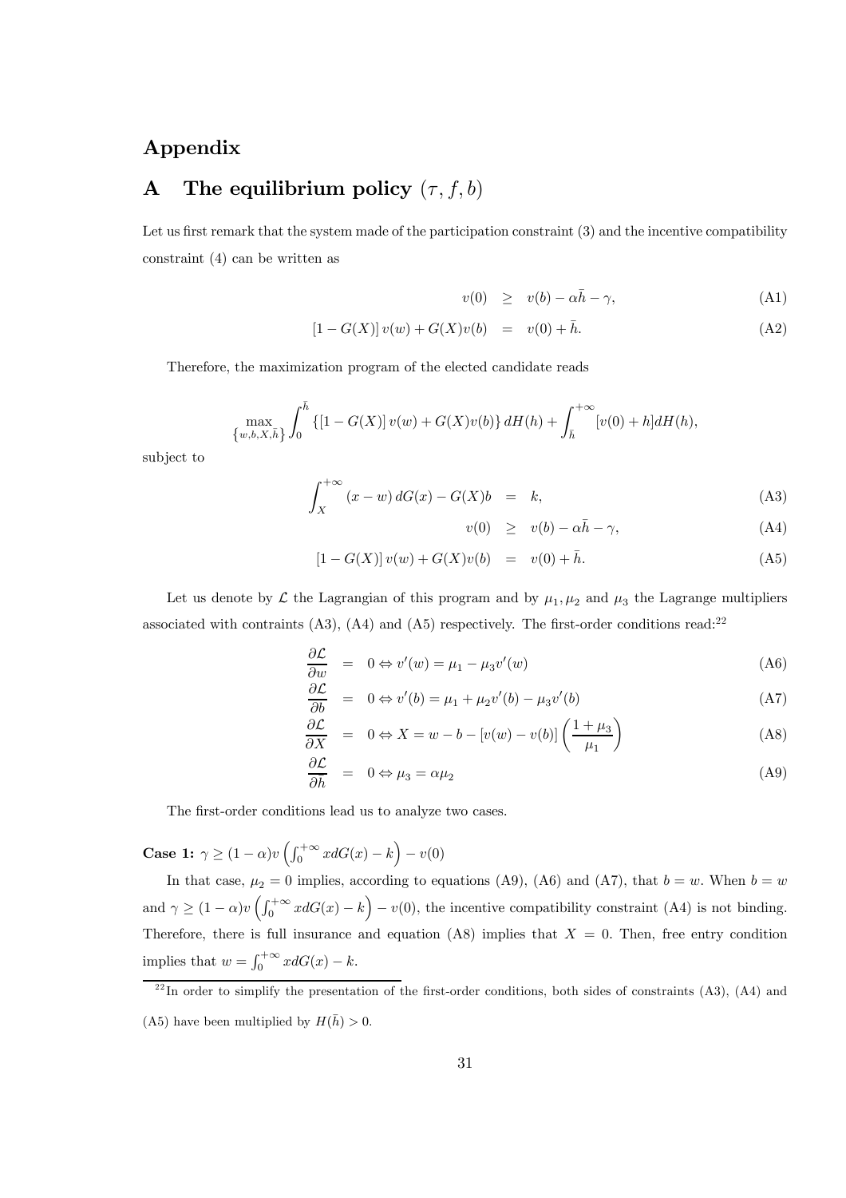# Appendix

## A The equilibrium policy $(\tau, f, b)$

Let us first remark that the system made of the participation constraint (3) and the incentive compatibility constraint (4) can be written as

$$
\begin{aligned}
v(0) &\geq v(b) - \alpha \bar{h} - \gamma, &\text{(A1)}\\
[1 - G(X)]\, v(w) + G(X) v(b) &= v(0) + \bar{h}. &\text{(A2)}
\end{aligned}
$$

Therefore, the maximization program of the elected candidate reads

$$
\max_{\{w,b,X,\bar{h}\}} \int_0^{\bar{h}} \{[1 - G(X)]\, v(w) + G(X) v(b)\}\, dH(h) + \int_{\bar{h}}^{+\infty} [v(0) + h] dH(h),
$$

subject to

$$
\begin{aligned}
\int_X^{+\infty} (x - w)\, dG(x) - G(X) b &= k, &\text{(A3)}\\
v(0) &\geq v(b) - \alpha \bar{h} - \gamma, &\text{(A4)}\\
[1 - G(X)]\, v(w) + G(X) v(b) &= v(0) + \bar{h}. &\text{(A5)}
\end{aligned}
$$

Let us denote by $\mathcal{L}$ the Lagrangian of this program and by $\mu_1, \mu_2$ and $\mu_3$ the Lagrange multipliers associated with contraints (A3), (A4) and (A5) respectively. The first-order conditions read:[22]

$$
\begin{aligned}
\frac{\partial \mathcal{L}}{\partial w} &= 0 \Leftrightarrow v'(w) = \mu_1 - \mu_3 v'(w) &\text{(A6)}\\
\frac{\partial \mathcal{L}}{\partial b} &= 0 \Leftrightarrow v'(b) = \mu_1 + \mu_2 v'(b) - \mu_3 v'(b) &\text{(A7)}\\
\frac{\partial \mathcal{L}}{\partial X} &= 0 \Leftrightarrow X = w - b - [v(w) - v(b)] \left( \frac{1 + \mu_3}{\mu_1} \right) &\text{(A8)}\\
\frac{\partial \mathcal{L}}{\partial \bar{h}} &= 0 \Leftrightarrow \mu_3 = \alpha \mu_2 &\text{(A9)}
\end{aligned}
$$

The first-order conditions lead us to analyze two cases.

**Case 1:** $\gamma \geq (1 - \alpha) v \left( \int_0^{+\infty} x dG(x) - k \right) - v(0)$

In that case, $\mu_2 = 0$ implies, according to equations (A9), (A6) and (A7), that $b = w$. When $b = w$ and $\gamma \geq (1 - \alpha) v \left( \int_0^{+\infty} x dG(x) - k \right) - v(0)$, the incentive compatibility constraint (A4) is not binding. Therefore, there is full insurance and equation (A8) implies that $X = 0$. Then, free entry condition implies that $w = \int_0^{+\infty} x dG(x) - k$.

[22] In order to simplify the presentation of the first-order conditions, both sides of constraints (A3), (A4) and (A5) have been multiplied by $H(\bar{h}) > 0$.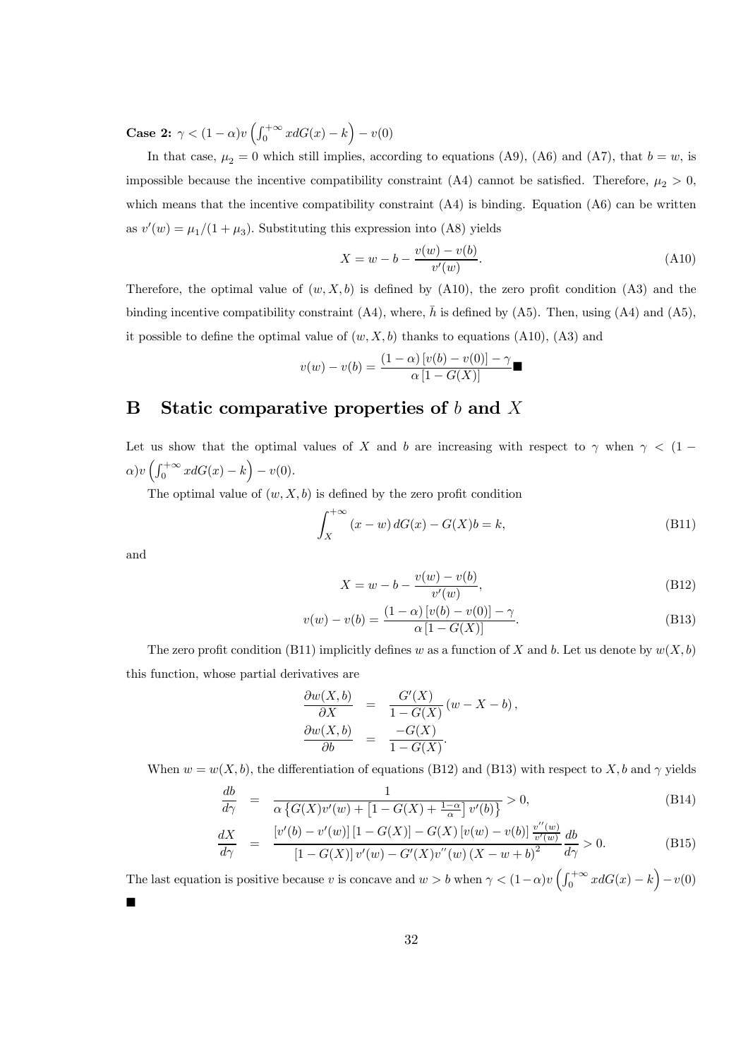**Case 2:** $\gamma < (1-\alpha)v\left(\int_0^{+\infty} x dG(x) - k\right) - v(0)$

In that case, $\mu_2 = 0$ which still implies, according to equations (A9), (A6) and (A7), that $b = w$, is impossible because the incentive compatibility constraint (A4) cannot be satisfied. Therefore, $\mu_2 > 0$, which means that the incentive compatibility constraint (A4) is binding. Equation (A6) can be written as $v'(w) = \mu_1/(1+\mu_3)$. Substituting this expression into (A8) yields

$$X = w - b - \frac{v(w) - v(b)}{v'(w)}. \tag{A10}$$

Therefore, the optimal value of $(w, X, b)$ is defined by (A10), the zero profit condition (A3) and the binding incentive compatibility constraint (A4), where, $\bar{h}$ is defined by (A5). Then, using (A4) and (A5), it possible to define the optimal value of $(w, X, b)$ thanks to equations (A10), (A3) and

$$v(w) - v(b) = \frac{(1-\alpha)\left[v(b) - v(0)\right] - \gamma}{\alpha\left[1 - G(X)\right]} \blacksquare$$

# B Static comparative properties of $b$ and $X$

Let us show that the optimal values of $X$ and $b$ are increasing with respect to $\gamma$ when $\gamma < (1-\alpha)v\left(\int_0^{+\infty} x dG(x) - k\right) - v(0)$.

The optimal value of $(w, X, b)$ is defined by the zero profit condition

$$\int_X^{+\infty} (x - w)\, dG(x) - G(X)b = k, \tag{B11}$$

and

$$X = w - b - \frac{v(w) - v(b)}{v'(w)}, \tag{B12}$$

$$v(w) - v(b) = \frac{(1-\alpha)\left[v(b) - v(0)\right] - \gamma}{\alpha\left[1 - G(X)\right]}. \tag{B13}$$

The zero profit condition (B11) implicitly defines $w$ as a function of $X$ and $b$. Let us denote by $w(X, b)$ this function, whose partial derivatives are

$$\begin{aligned}
\frac{\partial w(X,b)}{\partial X} &= \frac{G'(X)}{1 - G(X)}\left(w - X - b\right), \\
\frac{\partial w(X,b)}{\partial b} &= \frac{-G(X)}{1 - G(X)}.
\end{aligned}$$

When $w = w(X, b)$, the differentiation of equations (B12) and (B13) with respect to $X, b$ and $\gamma$ yields

$$\frac{db}{d\gamma} = \frac{1}{\alpha\left\{G(X)v'(w) + \left[1 - G(X) + \frac{1-\alpha}{\alpha}\right]v'(b)\right\}} > 0, \tag{B14}$$

$$\frac{dX}{d\gamma} = \frac{\left[v'(b) - v'(w)\right]\left[1 - G(X)\right] - G(X)\left[v(w) - v(b)\right]\frac{v''(w)}{v'(w)}}{\left[1 - G(X)\right]v'(w) - G'(X)v''(w)\left(X - w + b\right)^2}\frac{db}{d\gamma} > 0. \tag{B15}$$

The last equation is positive because $v$ is concave and $w > b$ when $\gamma < (1-\alpha)v\left(\int_0^{+\infty} x dG(x) - k\right) - v(0)$ $\blacksquare$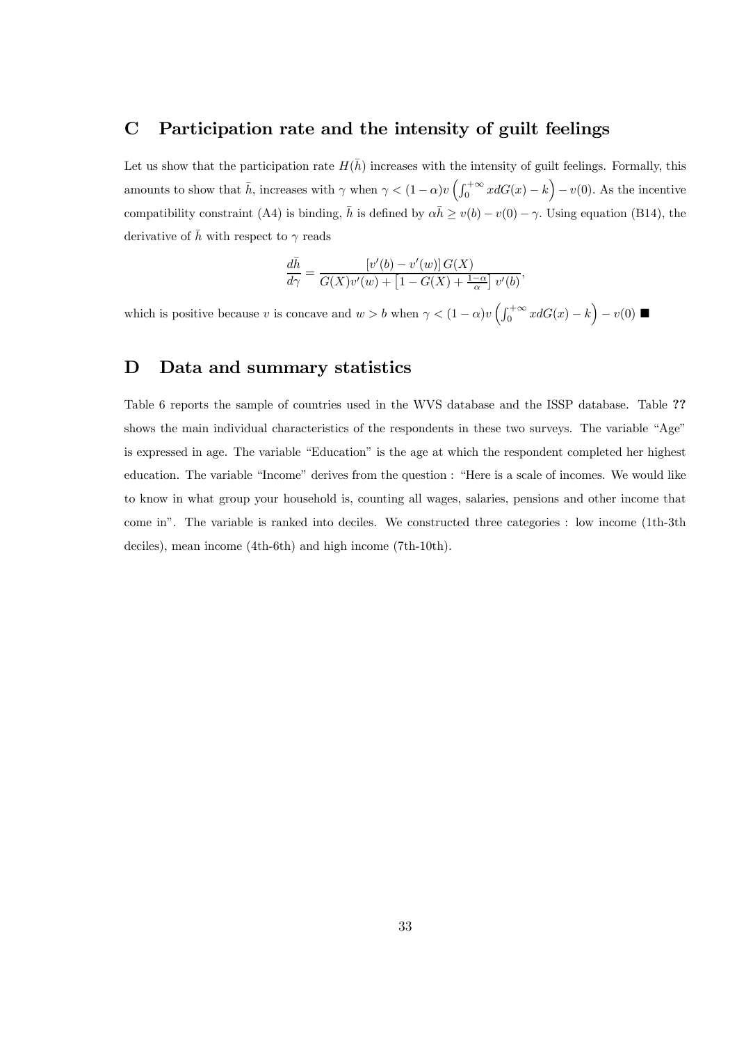# C Participation rate and the intensity of guilt feelings

Let us show that the participation rate $H(\bar{h})$ increases with the intensity of guilt feelings. Formally, this amounts to show that $\bar{h}$, increases with $\gamma$ when $\gamma < (1-\alpha)v\left(\int_0^{+\infty} xdG(x) - k\right) - v(0)$. As the incentive compatibility constraint (A4) is binding, $\bar{h}$ is defined by $\alpha\bar{h} \geq v(b) - v(0) - \gamma$. Using equation (B14), the derivative of $\bar{h}$ with respect to $\gamma$ reads

$$\frac{d\bar{h}}{d\gamma} = \frac{\left[v'(b) - v'(w)\right] G(X)}{G(X)v'(w) + \left[1 - G(X) + \frac{1-\alpha}{\alpha}\right] v'(b)},$$

which is positive because $v$ is concave and $w > b$ when $\gamma < (1-\alpha)v\left(\int_0^{+\infty} xdG(x) - k\right) - v(0)$ ∎

# D Data and summary statistics

Table 6 reports the sample of countries used in the WVS database and the ISSP database. Table **??** shows the main individual characteristics of the respondents in these two surveys. The variable "Age" is expressed in age. The variable "Education" is the age at which the respondent completed her highest education. The variable "Income" derives from the question : "Here is a scale of incomes. We would like to know in what group your household is, counting all wages, salaries, pensions and other income that come in". The variable is ranked into deciles. We constructed three categories : low income (1th-3th deciles), mean income (4th-6th) and high income (7th-10th).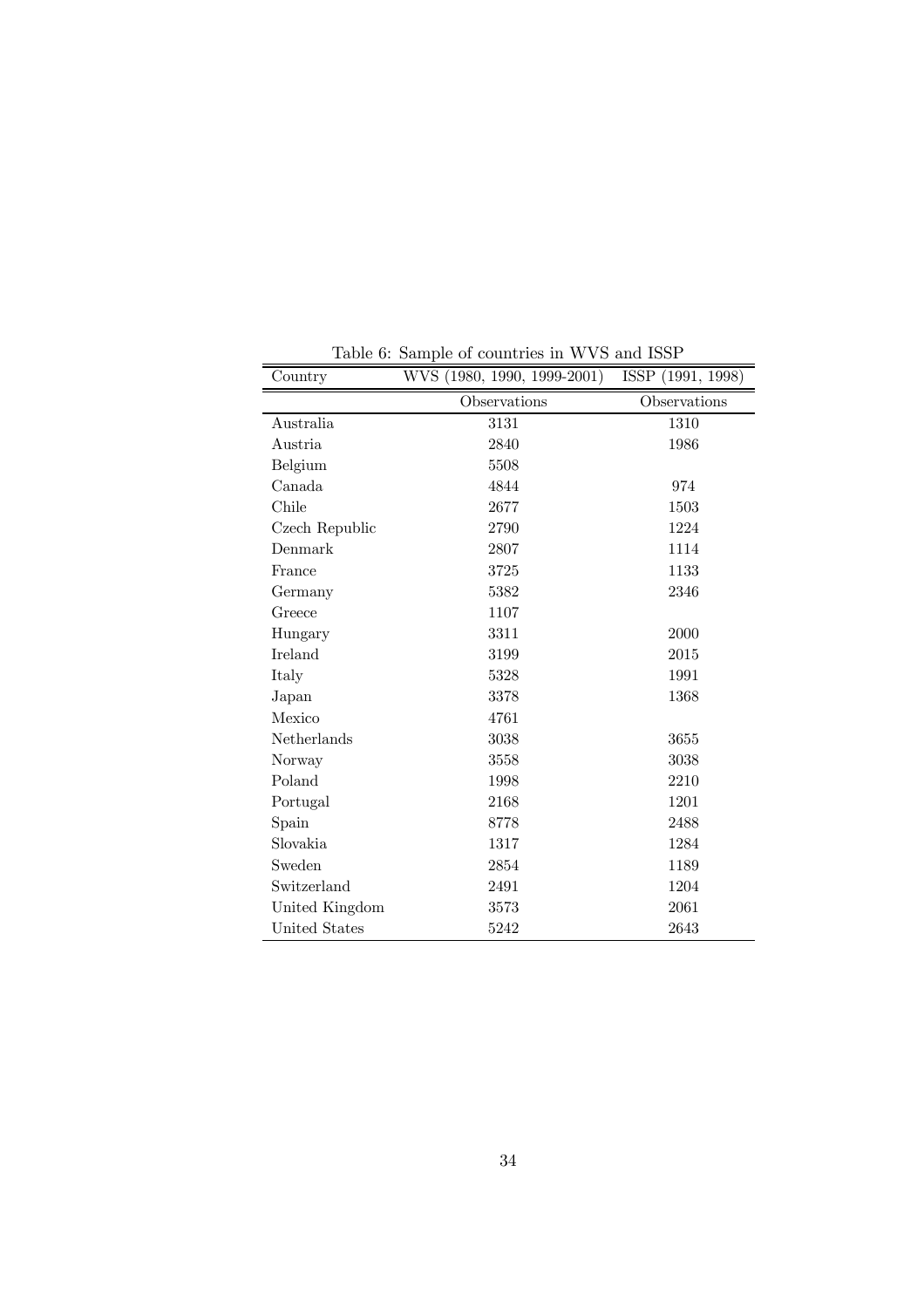Table 6: Sample of countries in WVS and ISSP

| Country | WVS (1980, 1990, 1999-2001) | ISSP (1991, 1998) |
|---|---|---|
| | Observations | Observations |
| Australia | 3131 | 1310 |
| Austria | 2840 | 1986 |
| Belgium | 5508 | |
| Canada | 4844 | 974 |
| Chile | 2677 | 1503 |
| Czech Republic | 2790 | 1224 |
| Denmark | 2807 | 1114 |
| France | 3725 | 1133 |
| Germany | 5382 | 2346 |
| Greece | 1107 | |
| Hungary | 3311 | 2000 |
| Ireland | 3199 | 2015 |
| Italy | 5328 | 1991 |
| Japan | 3378 | 1368 |
| Mexico | 4761 | |
| Netherlands | 3038 | 3655 |
| Norway | 3558 | 3038 |
| Poland | 1998 | 2210 |
| Portugal | 2168 | 1201 |
| Spain | 8778 | 2488 |
| Slovakia | 1317 | 1284 |
| Sweden | 2854 | 1189 |
| Switzerland | 2491 | 1204 |
| United Kingdom | 3573 | 2061 |
| United States | 5242 | 2643 |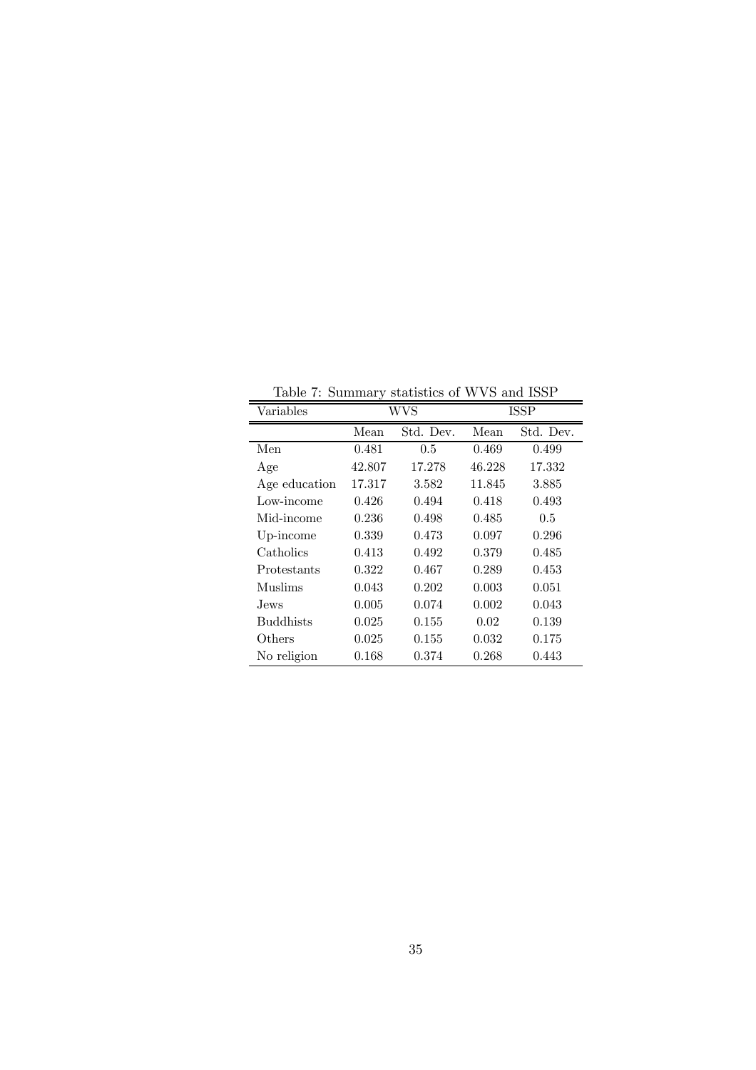Table 7: Summary statistics of WVS and ISSP

| Variables | WVS | | ISSP | |
|---|---|---|---|---|
| | Mean | Std. Dev. | Mean | Std. Dev. |
| Men | 0.481 | 0.5 | 0.469 | 0.499 |
| Age | 42.807 | 17.278 | 46.228 | 17.332 |
| Age education | 17.317 | 3.582 | 11.845 | 3.885 |
| Low-income | 0.426 | 0.494 | 0.418 | 0.493 |
| Mid-income | 0.236 | 0.498 | 0.485 | 0.5 |
| Up-income | 0.339 | 0.473 | 0.097 | 0.296 |
| Catholics | 0.413 | 0.492 | 0.379 | 0.485 |
| Protestants | 0.322 | 0.467 | 0.289 | 0.453 |
| Muslims | 0.043 | 0.202 | 0.003 | 0.051 |
| Jews | 0.005 | 0.074 | 0.002 | 0.043 |
| Buddhists | 0.025 | 0.155 | 0.02 | 0.139 |
| Others | 0.025 | 0.155 | 0.032 | 0.175 |
| No religion | 0.168 | 0.374 | 0.268 | 0.443 |